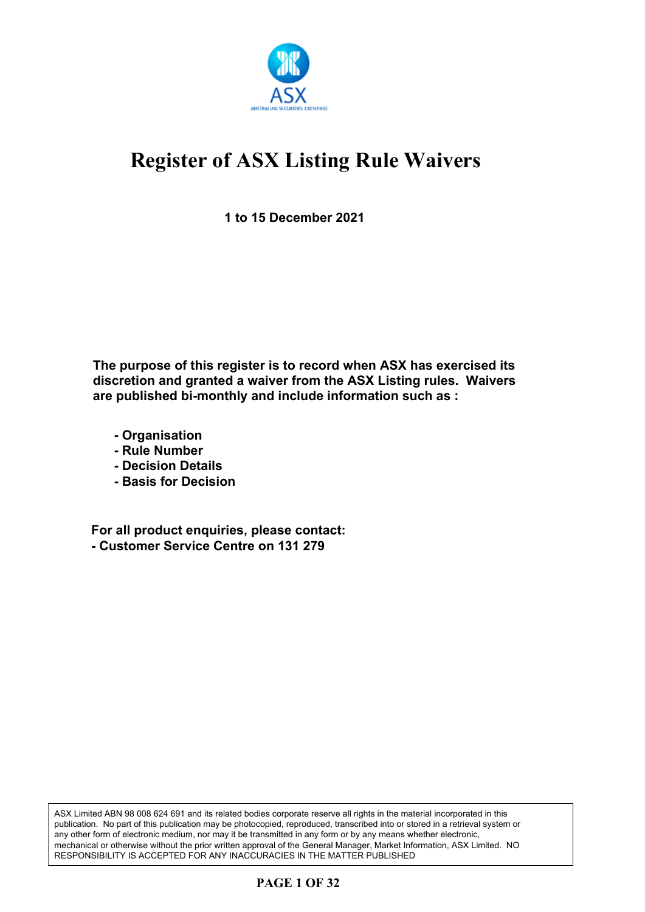# Register of ASX Listing Rule Waivers

**1 to 15 December 2021**

**The purpose of this register is to record when ASX has exercised its discretion and granted a waiver from the ASX Listing rules. Waivers are published bi-monthly and include information such as :**

- **Organisation**
- **Rule Number**
- **Decision Details**
- **Basis for Decision**

**For all product enquiries, please contact:**
**- Customer Service Centre on 131 279**

ASX Limited ABN 98 008 624 691 and its related bodies corporate reserve all rights in the material incorporated in this publication. No part of this publication may be photocopied, reproduced, transcribed into or stored in a retrieval system or any other form of electronic medium, nor may it be transmitted in any form or by any means whether electronic, mechanical or otherwise without the prior written approval of the General Manager, Market Information, ASX Limited. NO RESPONSIBILITY IS ACCEPTED FOR ANY INACCURACIES IN THE MATTER PUBLISHED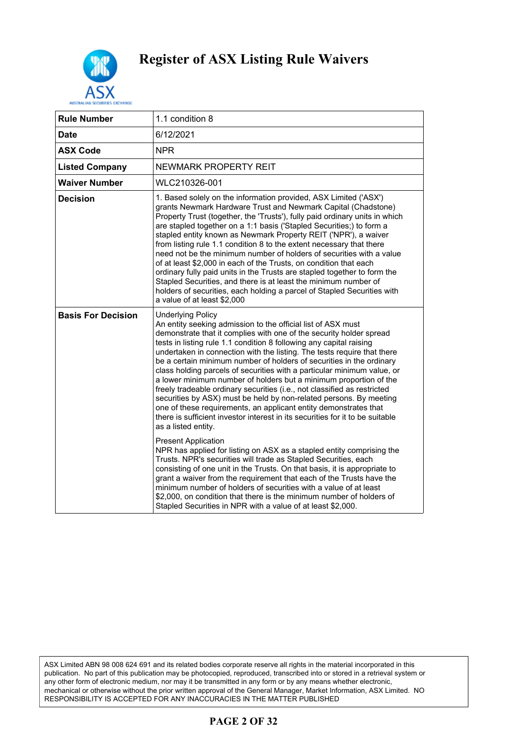# Register of ASX Listing Rule Waivers

| | |
|---|---|
| **Rule Number** | 1.1 condition 8 |
| **Date** | 6/12/2021 |
| **ASX Code** | NPR |
| **Listed Company** | NEWMARK PROPERTY REIT |
| **Waiver Number** | WLC210326-001 |
| **Decision** | 1. Based solely on the information provided, ASX Limited ('ASX') grants Newmark Hardware Trust and Newmark Capital (Chadstone) Property Trust (together, the 'Trusts'), fully paid ordinary units in which are stapled together on a 1:1 basis ('Stapled Securities;) to form a stapled entity known as Newmark Property REIT ('NPR'), a waiver from listing rule 1.1 condition 8 to the extent necessary that there need not be the minimum number of holders of securities with a value of at least $2,000 in each of the Trusts, on condition that each ordinary fully paid units in the Trusts are stapled together to form the Stapled Securities, and there is at least the minimum number of holders of securities, each holding a parcel of Stapled Securities with a value of at least $2,000 |
| **Basis For Decision** | Underlying Policy<br>An entity seeking admission to the official list of ASX must demonstrate that it complies with one of the security holder spread tests in listing rule 1.1 condition 8 following any capital raising undertaken in connection with the listing. The tests require that there be a certain minimum number of holders of securities in the ordinary class holding parcels of securities with a particular minimum value, or a lower minimum number of holders but a minimum proportion of the freely tradeable ordinary securities (i.e., not classified as restricted securities by ASX) must be held by non-related persons. By meeting one of these requirements, an applicant entity demonstrates that there is sufficient investor interest in its securities for it to be suitable as a listed entity.<br><br>Present Application<br>NPR has applied for listing on ASX as a stapled entity comprising the Trusts. NPR's securities will trade as Stapled Securities, each consisting of one unit in the Trusts. On that basis, it is appropriate to grant a waiver from the requirement that each of the Trusts have the minimum number of holders of securities with a value of at least $2,000, on condition that there is the minimum number of holders of Stapled Securities in NPR with a value of at least $2,000. |

ASX Limited ABN 98 008 624 691 and its related bodies corporate reserve all rights in the material incorporated in this publication. No part of this publication may be photocopied, reproduced, transcribed into or stored in a retrieval system or any other form of electronic medium, nor may it be transmitted in any form or by any means whether electronic, mechanical or otherwise without the prior written approval of the General Manager, Market Information, ASX Limited. NO RESPONSIBILITY IS ACCEPTED FOR ANY INACCURACIES IN THE MATTER PUBLISHED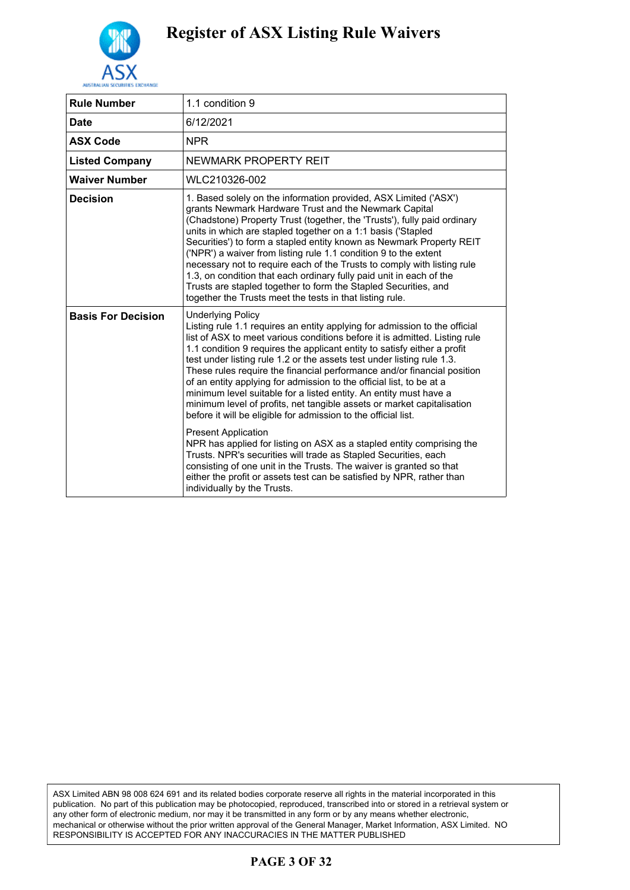# Register of ASX Listing Rule Waivers

| | |
|---|---|
| **Rule Number** | 1.1 condition 9 |
| **Date** | 6/12/2021 |
| **ASX Code** | NPR |
| **Listed Company** | NEWMARK PROPERTY REIT |
| **Waiver Number** | WLC210326-002 |
| **Decision** | 1. Based solely on the information provided, ASX Limited ('ASX') grants Newmark Hardware Trust and the Newmark Capital (Chadstone) Property Trust (together, the 'Trusts'), fully paid ordinary units in which are stapled together on a 1:1 basis ('Stapled Securities') to form a stapled entity known as Newmark Property REIT ('NPR') a waiver from listing rule 1.1 condition 9 to the extent necessary not to require each of the Trusts to comply with listing rule 1.3, on condition that each ordinary fully paid unit in each of the Trusts are stapled together to form the Stapled Securities, and together the Trusts meet the tests in that listing rule. |
| **Basis For Decision** | Underlying Policy<br>Listing rule 1.1 requires an entity applying for admission to the official list of ASX to meet various conditions before it is admitted. Listing rule 1.1 condition 9 requires the applicant entity to satisfy either a profit test under listing rule 1.2 or the assets test under listing rule 1.3. These rules require the financial performance and/or financial position of an entity applying for admission to the official list, to be at a minimum level suitable for a listed entity. An entity must have a minimum level of profits, net tangible assets or market capitalisation before it will be eligible for admission to the official list.<br><br>Present Application<br>NPR has applied for listing on ASX as a stapled entity comprising the Trusts. NPR's securities will trade as Stapled Securities, each consisting of one unit in the Trusts. The waiver is granted so that either the profit or assets test can be satisfied by NPR, rather than individually by the Trusts. |

ASX Limited ABN 98 008 624 691 and its related bodies corporate reserve all rights in the material incorporated in this publication. No part of this publication may be photocopied, reproduced, transcribed into or stored in a retrieval system or any other form of electronic medium, nor may it be transmitted in any form or by any means whether electronic, mechanical or otherwise without the prior written approval of the General Manager, Market Information, ASX Limited. NO RESPONSIBILITY IS ACCEPTED FOR ANY INACCURACIES IN THE MATTER PUBLISHED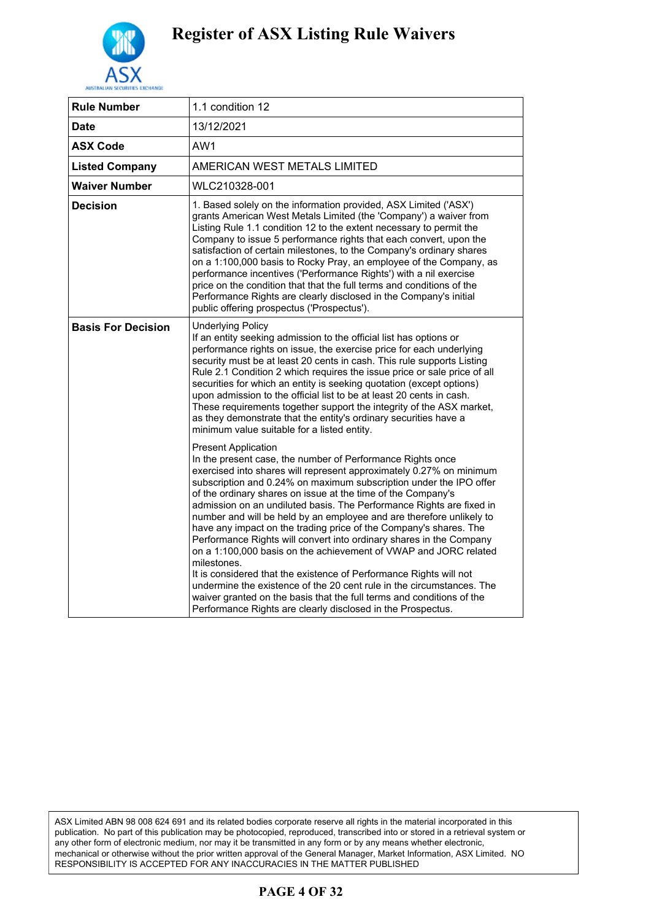# Register of ASX Listing Rule Waivers

| | |
|---|---|
| **Rule Number** | 1.1 condition 12 |
| **Date** | 13/12/2021 |
| **ASX Code** | AW1 |
| **Listed Company** | AMERICAN WEST METALS LIMITED |
| **Waiver Number** | WLC210328-001 |
| **Decision** | 1. Based solely on the information provided, ASX Limited ('ASX') grants American West Metals Limited (the 'Company') a waiver from Listing Rule 1.1 condition 12 to the extent necessary to permit the Company to issue 5 performance rights that each convert, upon the satisfaction of certain milestones, to the Company's ordinary shares on a 1:100,000 basis to Rocky Pray, an employee of the Company, as performance incentives ('Performance Rights') with a nil exercise price on the condition that that the full terms and conditions of the Performance Rights are clearly disclosed in the Company's initial public offering prospectus ('Prospectus'). |
| **Basis For Decision** | Underlying Policy<br>If an entity seeking admission to the official list has options or performance rights on issue, the exercise price for each underlying security must be at least 20 cents in cash. This rule supports Listing Rule 2.1 Condition 2 which requires the issue price or sale price of all securities for which an entity is seeking quotation (except options) upon admission to the official list to be at least 20 cents in cash. These requirements together support the integrity of the ASX market, as they demonstrate that the entity's ordinary securities have a minimum value suitable for a listed entity.<br><br>Present Application<br>In the present case, the number of Performance Rights once exercised into shares will represent approximately 0.27% on minimum subscription and 0.24% on maximum subscription under the IPO offer of the ordinary shares on issue at the time of the Company's admission on an undiluted basis. The Performance Rights are fixed in number and will be held by an employee and are therefore unlikely to have any impact on the trading price of the Company's shares. The Performance Rights will convert into ordinary shares in the Company on a 1:100,000 basis on the achievement of VWAP and JORC related milestones.<br>It is considered that the existence of Performance Rights will not undermine the existence of the 20 cent rule in the circumstances. The waiver granted on the basis that the full terms and conditions of the Performance Rights are clearly disclosed in the Prospectus. |

ASX Limited ABN 98 008 624 691 and its related bodies corporate reserve all rights in the material incorporated in this publication. No part of this publication may be photocopied, reproduced, transcribed into or stored in a retrieval system or any other form of electronic medium, nor may it be transmitted in any form or by any means whether electronic, mechanical or otherwise without the prior written approval of the General Manager, Market Information, ASX Limited. NO RESPONSIBILITY IS ACCEPTED FOR ANY INACCURACIES IN THE MATTER PUBLISHED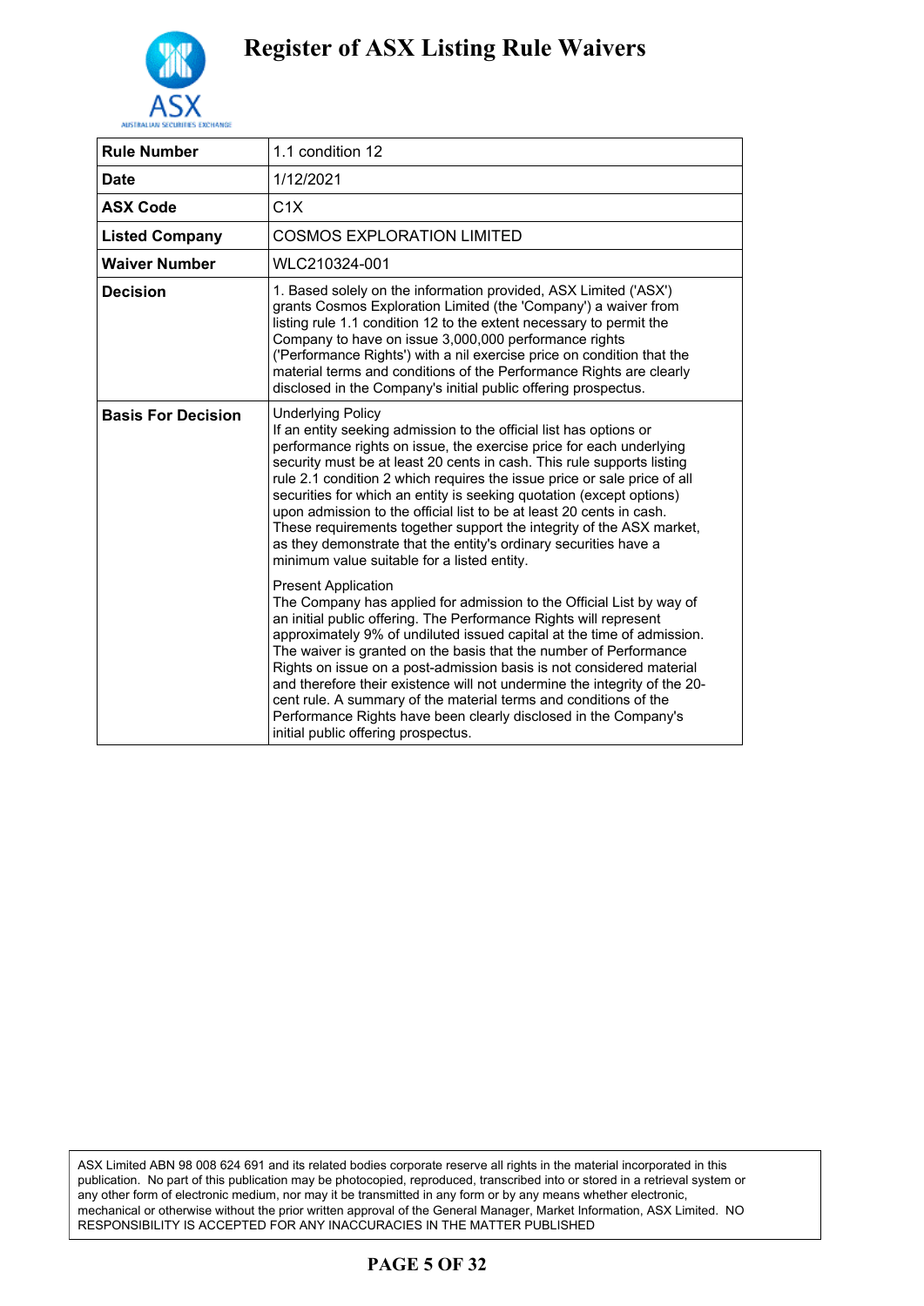# Register of ASX Listing Rule Waivers

| | |
|---|---|
| **Rule Number** | 1.1 condition 12 |
| **Date** | 1/12/2021 |
| **ASX Code** | C1X |
| **Listed Company** | COSMOS EXPLORATION LIMITED |
| **Waiver Number** | WLC210324-001 |
| **Decision** | 1. Based solely on the information provided, ASX Limited ('ASX') grants Cosmos Exploration Limited (the 'Company') a waiver from listing rule 1.1 condition 12 to the extent necessary to permit the Company to have on issue 3,000,000 performance rights ('Performance Rights') with a nil exercise price on condition that the material terms and conditions of the Performance Rights are clearly disclosed in the Company's initial public offering prospectus. |
| **Basis For Decision** | Underlying Policy<br>If an entity seeking admission to the official list has options or performance rights on issue, the exercise price for each underlying security must be at least 20 cents in cash. This rule supports listing rule 2.1 condition 2 which requires the issue price or sale price of all securities for which an entity is seeking quotation (except options) upon admission to the official list to be at least 20 cents in cash. These requirements together support the integrity of the ASX market, as they demonstrate that the entity's ordinary securities have a minimum value suitable for a listed entity.<br><br>Present Application<br>The Company has applied for admission to the Official List by way of an initial public offering. The Performance Rights will represent approximately 9% of undiluted issued capital at the time of admission. The waiver is granted on the basis that the number of Performance Rights on issue on a post-admission basis is not considered material and therefore their existence will not undermine the integrity of the 20-cent rule. A summary of the material terms and conditions of the Performance Rights have been clearly disclosed in the Company's initial public offering prospectus. |

ASX Limited ABN 98 008 624 691 and its related bodies corporate reserve all rights in the material incorporated in this publication. No part of this publication may be photocopied, reproduced, transcribed into or stored in a retrieval system or any other form of electronic medium, nor may it be transmitted in any form or by any means whether electronic, mechanical or otherwise without the prior written approval of the General Manager, Market Information, ASX Limited. NO RESPONSIBILITY IS ACCEPTED FOR ANY INACCURACIES IN THE MATTER PUBLISHED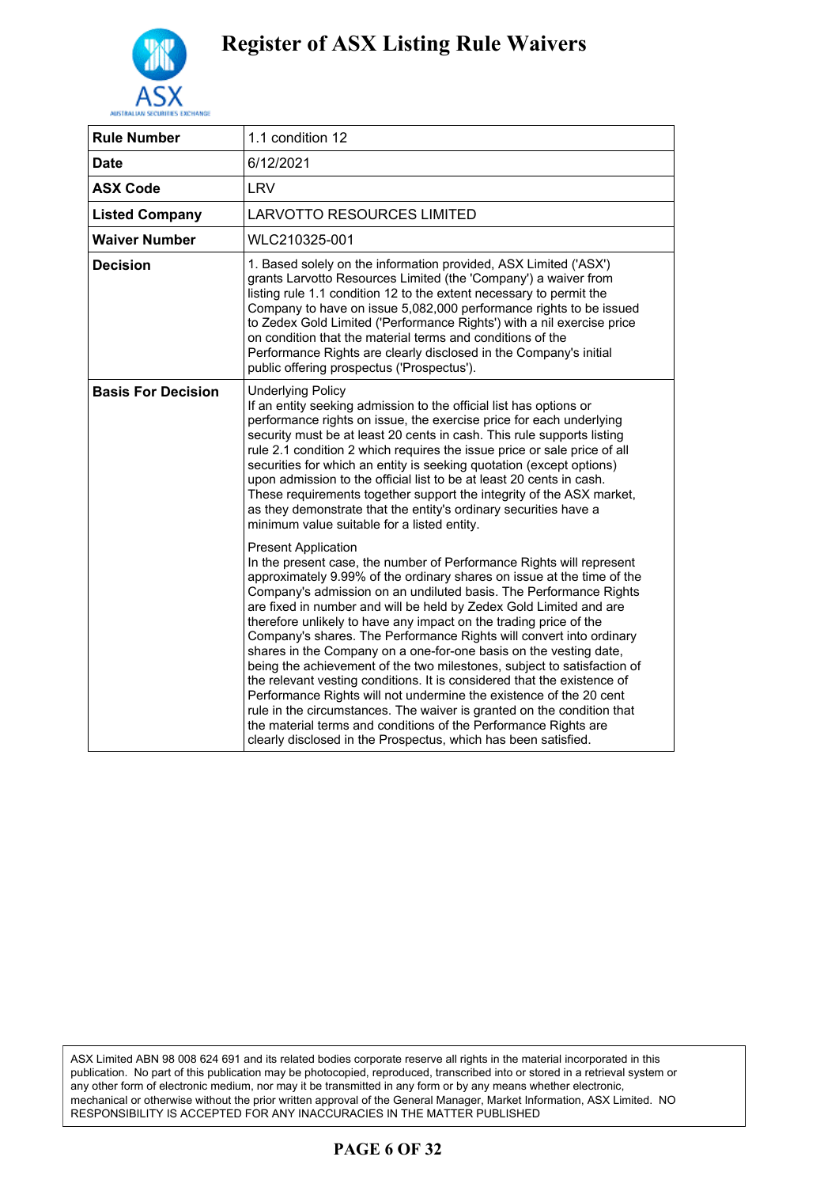# Register of ASX Listing Rule Waivers

| Rule Number | 1.1 condition 12 |
|---|---|
| Date | 6/12/2021 |
| ASX Code | LRV |
| Listed Company | LARVOTTO RESOURCES LIMITED |
| Waiver Number | WLC210325-001 |
| Decision | 1. Based solely on the information provided, ASX Limited ('ASX') grants Larvotto Resources Limited (the 'Company') a waiver from listing rule 1.1 condition 12 to the extent necessary to permit the Company to have on issue 5,082,000 performance rights to be issued to Zedex Gold Limited ('Performance Rights') with a nil exercise price on condition that the material terms and conditions of the Performance Rights are clearly disclosed in the Company's initial public offering prospectus ('Prospectus'). |
| Basis For Decision | Underlying Policy<br>If an entity seeking admission to the official list has options or performance rights on issue, the exercise price for each underlying security must be at least 20 cents in cash. This rule supports listing rule 2.1 condition 2 which requires the issue price or sale price of all securities for which an entity is seeking quotation (except options) upon admission to the official list to be at least 20 cents in cash. These requirements together support the integrity of the ASX market, as they demonstrate that the entity's ordinary securities have a minimum value suitable for a listed entity.<br><br>Present Application<br>In the present case, the number of Performance Rights will represent approximately 9.99% of the ordinary shares on issue at the time of the Company's admission on an undiluted basis. The Performance Rights are fixed in number and will be held by Zedex Gold Limited and are therefore unlikely to have any impact on the trading price of the Company's shares. The Performance Rights will convert into ordinary shares in the Company on a one-for-one basis on the vesting date, being the achievement of the two milestones, subject to satisfaction of the relevant vesting conditions. It is considered that the existence of Performance Rights will not undermine the existence of the 20 cent rule in the circumstances. The waiver is granted on the condition that the material terms and conditions of the Performance Rights are clearly disclosed in the Prospectus, which has been satisfied. |

ASX Limited ABN 98 008 624 691 and its related bodies corporate reserve all rights in the material incorporated in this publication. No part of this publication may be photocopied, reproduced, transcribed into or stored in a retrieval system or any other form of electronic medium, nor may it be transmitted in any form or by any means whether electronic, mechanical or otherwise without the prior written approval of the General Manager, Market Information, ASX Limited. NO RESPONSIBILITY IS ACCEPTED FOR ANY INACCURACIES IN THE MATTER PUBLISHED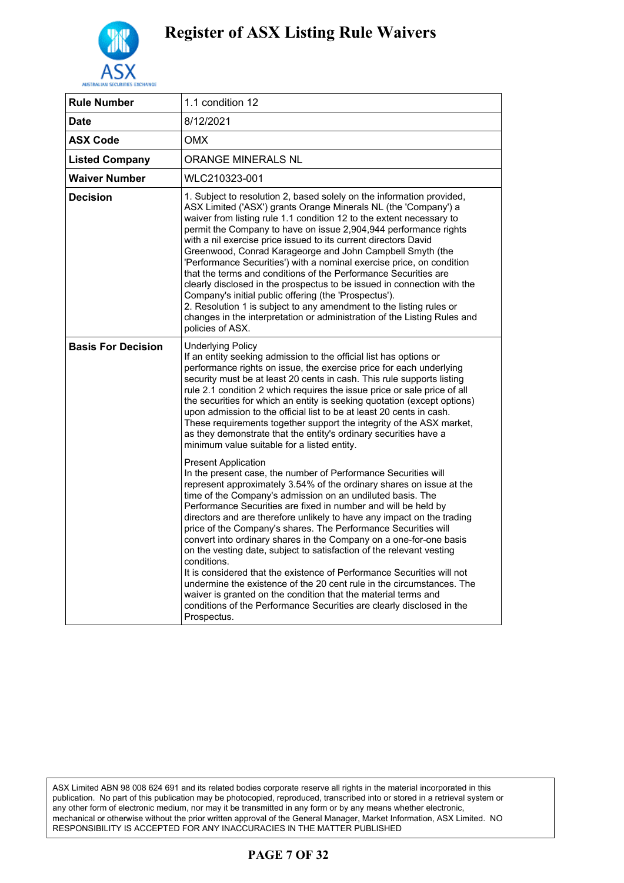# Register of ASX Listing Rule Waivers

| Rule Number | 1.1 condition 12 |
|---|---|
| Date | 8/12/2021 |
| ASX Code | OMX |
| Listed Company | ORANGE MINERALS NL |
| Waiver Number | WLC210323-001 |
| Decision | 1. Subject to resolution 2, based solely on the information provided, ASX Limited ('ASX') grants Orange Minerals NL (the 'Company') a waiver from listing rule 1.1 condition 12 to the extent necessary to permit the Company to have on issue 2,904,944 performance rights with a nil exercise price issued to its current directors David Greenwood, Conrad Karageorge and John Campbell Smyth (the 'Performance Securities') with a nominal exercise price, on condition that the terms and conditions of the Performance Securities are clearly disclosed in the prospectus to be issued in connection with the Company's initial public offering (the 'Prospectus').<br>2. Resolution 1 is subject to any amendment to the listing rules or changes in the interpretation or administration of the Listing Rules and policies of ASX. |
| Basis For Decision | Underlying Policy<br>If an entity seeking admission to the official list has options or performance rights on issue, the exercise price for each underlying security must be at least 20 cents in cash. This rule supports listing rule 2.1 condition 2 which requires the issue price or sale price of all the securities for which an entity is seeking quotation (except options) upon admission to the official list to be at least 20 cents in cash. These requirements together support the integrity of the ASX market, as they demonstrate that the entity's ordinary securities have a minimum value suitable for a listed entity.<br><br>Present Application<br>In the present case, the number of Performance Securities will represent approximately 3.54% of the ordinary shares on issue at the time of the Company's admission on an undiluted basis. The Performance Securities are fixed in number and will be held by directors and are therefore unlikely to have any impact on the trading price of the Company's shares. The Performance Securities will convert into ordinary shares in the Company on a one-for-one basis on the vesting date, subject to satisfaction of the relevant vesting conditions.<br>It is considered that the existence of Performance Securities will not undermine the existence of the 20 cent rule in the circumstances. The waiver is granted on the condition that the material terms and conditions of the Performance Securities are clearly disclosed in the Prospectus. |

ASX Limited ABN 98 008 624 691 and its related bodies corporate reserve all rights in the material incorporated in this publication. No part of this publication may be photocopied, reproduced, transcribed into or stored in a retrieval system or any other form of electronic medium, nor may it be transmitted in any form or by any means whether electronic, mechanical or otherwise without the prior written approval of the General Manager, Market Information, ASX Limited. NO RESPONSIBILITY IS ACCEPTED FOR ANY INACCURACIES IN THE MATTER PUBLISHED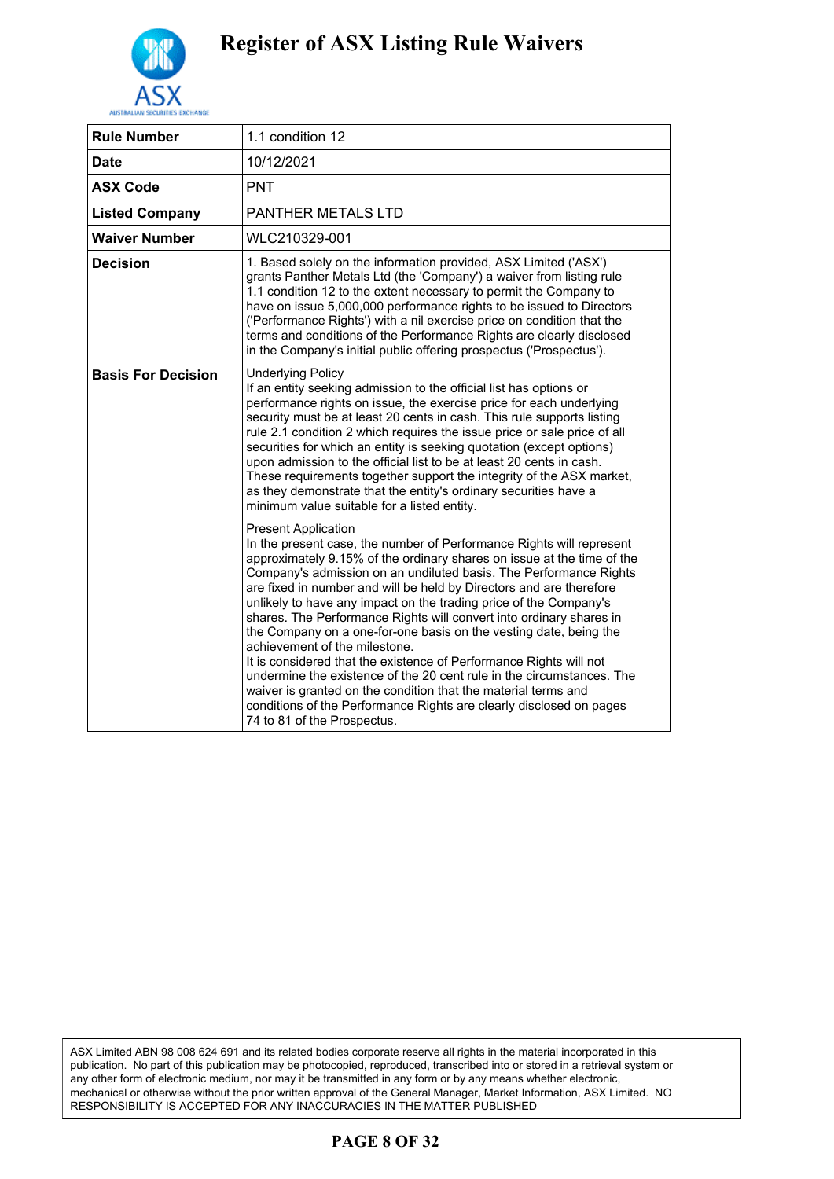# Register of ASX Listing Rule Waivers

| Rule Number | 1.1 condition 12 |
|---|---|
| Date | 10/12/2021 |
| ASX Code | PNT |
| Listed Company | PANTHER METALS LTD |
| Waiver Number | WLC210329-001 |
| Decision | 1. Based solely on the information provided, ASX Limited ('ASX') grants Panther Metals Ltd (the 'Company') a waiver from listing rule 1.1 condition 12 to the extent necessary to permit the Company to have on issue 5,000,000 performance rights to be issued to Directors ('Performance Rights') with a nil exercise price on condition that the terms and conditions of the Performance Rights are clearly disclosed in the Company's initial public offering prospectus ('Prospectus'). |
| Basis For Decision | Underlying Policy<br>If an entity seeking admission to the official list has options or performance rights on issue, the exercise price for each underlying security must be at least 20 cents in cash. This rule supports listing rule 2.1 condition 2 which requires the issue price or sale price of all securities for which an entity is seeking quotation (except options) upon admission to the official list to be at least 20 cents in cash. These requirements together support the integrity of the ASX market, as they demonstrate that the entity's ordinary securities have a minimum value suitable for a listed entity.<br><br>Present Application<br>In the present case, the number of Performance Rights will represent approximately 9.15% of the ordinary shares on issue at the time of the Company's admission on an undiluted basis. The Performance Rights are fixed in number and will be held by Directors and are therefore unlikely to have any impact on the trading price of the Company's shares. The Performance Rights will convert into ordinary shares in the Company on a one-for-one basis on the vesting date, being the achievement of the milestone.<br>It is considered that the existence of Performance Rights will not undermine the existence of the 20 cent rule in the circumstances. The waiver is granted on the condition that the material terms and conditions of the Performance Rights are clearly disclosed on pages 74 to 81 of the Prospectus. |

ASX Limited ABN 98 008 624 691 and its related bodies corporate reserve all rights in the material incorporated in this publication. No part of this publication may be photocopied, reproduced, transcribed into or stored in a retrieval system or any other form of electronic medium, nor may it be transmitted in any form or by any means whether electronic, mechanical or otherwise without the prior written approval of the General Manager, Market Information, ASX Limited. NO RESPONSIBILITY IS ACCEPTED FOR ANY INACCURACIES IN THE MATTER PUBLISHED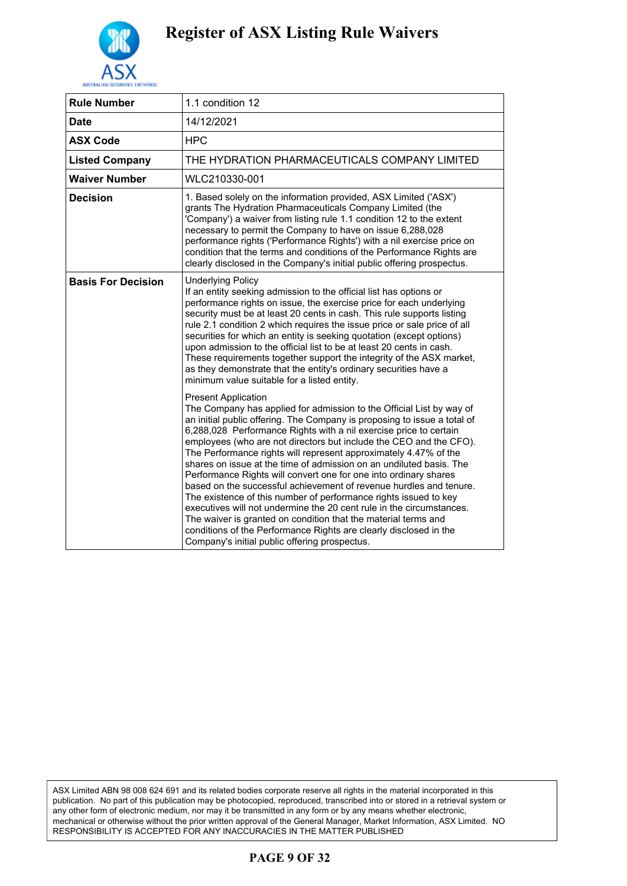# Register of ASX Listing Rule Waivers

| Rule Number | 1.1 condition 12 |
|---|---|
| Date | 14/12/2021 |
| ASX Code | HPC |
| Listed Company | THE HYDRATION PHARMACEUTICALS COMPANY LIMITED |
| Waiver Number | WLC210330-001 |
| Decision | 1. Based solely on the information provided, ASX Limited ('ASX') grants The Hydration Pharmaceuticals Company Limited (the 'Company') a waiver from listing rule 1.1 condition 12 to the extent necessary to permit the Company to have on issue 6,288,028 performance rights ('Performance Rights') with a nil exercise price on condition that the terms and conditions of the Performance Rights are clearly disclosed in the Company's initial public offering prospectus. |
| Basis For Decision | Underlying Policy<br>If an entity seeking admission to the official list has options or performance rights on issue, the exercise price for each underlying security must be at least 20 cents in cash. This rule supports listing rule 2.1 condition 2 which requires the issue price or sale price of all securities for which an entity is seeking quotation (except options) upon admission to the official list to be at least 20 cents in cash. These requirements together support the integrity of the ASX market, as they demonstrate that the entity's ordinary securities have a minimum value suitable for a listed entity.<br><br>Present Application<br>The Company has applied for admission to the Official List by way of an initial public offering. The Company is proposing to issue a total of 6,288,028 Performance Rights with a nil exercise price to certain employees (who are not directors but include the CEO and the CFO). The Performance rights will represent approximately 4.47% of the shares on issue at the time of admission on an undiluted basis. The Performance Rights will convert one for one into ordinary shares based on the successful achievement of revenue hurdles and tenure. The existence of this number of performance rights issued to key executives will not undermine the 20 cent rule in the circumstances. The waiver is granted on condition that the material terms and conditions of the Performance Rights are clearly disclosed in the Company's initial public offering prospectus. |

ASX Limited ABN 98 008 624 691 and its related bodies corporate reserve all rights in the material incorporated in this publication. No part of this publication may be photocopied, reproduced, transcribed into or stored in a retrieval system or any other form of electronic medium, nor may it be transmitted in any form or by any means whether electronic, mechanical or otherwise without the prior written approval of the General Manager, Market Information, ASX Limited. NO RESPONSIBILITY IS ACCEPTED FOR ANY INACCURACIES IN THE MATTER PUBLISHED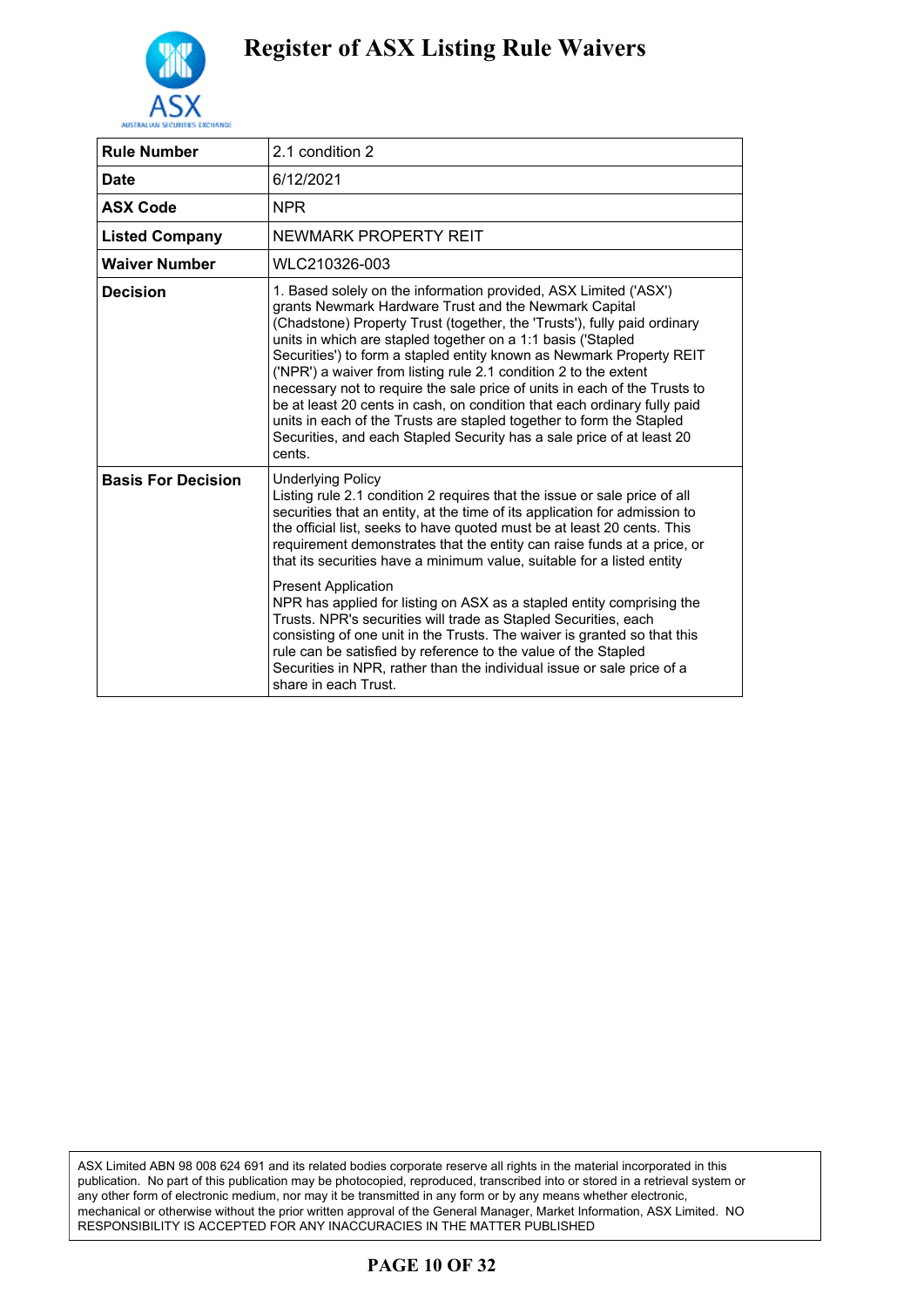# Register of ASX Listing Rule Waivers

| Rule Number | 2.1 condition 2 |
|---|---|
| Date | 6/12/2021 |
| ASX Code | NPR |
| Listed Company | NEWMARK PROPERTY REIT |
| Waiver Number | WLC210326-003 |
| Decision | 1. Based solely on the information provided, ASX Limited ('ASX') grants Newmark Hardware Trust and the Newmark Capital (Chadstone) Property Trust (together, the 'Trusts'), fully paid ordinary units in which are stapled together on a 1:1 basis ('Stapled Securities') to form a stapled entity known as Newmark Property REIT ('NPR') a waiver from listing rule 2.1 condition 2 to the extent necessary not to require the sale price of units in each of the Trusts to be at least 20 cents in cash, on condition that each ordinary fully paid units in each of the Trusts are stapled together to form the Stapled Securities, and each Stapled Security has a sale price of at least 20 cents. |
| Basis For Decision | Underlying Policy<br>Listing rule 2.1 condition 2 requires that the issue or sale price of all securities that an entity, at the time of its application for admission to the official list, seeks to have quoted must be at least 20 cents. This requirement demonstrates that the entity can raise funds at a price, or that its securities have a minimum value, suitable for a listed entity<br><br>Present Application<br>NPR has applied for listing on ASX as a stapled entity comprising the Trusts. NPR's securities will trade as Stapled Securities, each consisting of one unit in the Trusts. The waiver is granted so that this rule can be satisfied by reference to the value of the Stapled Securities in NPR, rather than the individual issue or sale price of a share in each Trust. |

ASX Limited ABN 98 008 624 691 and its related bodies corporate reserve all rights in the material incorporated in this publication. No part of this publication may be photocopied, reproduced, transcribed into or stored in a retrieval system or any other form of electronic medium, nor may it be transmitted in any form or by any means whether electronic, mechanical or otherwise without the prior written approval of the General Manager, Market Information, ASX Limited. NO RESPONSIBILITY IS ACCEPTED FOR ANY INACCURACIES IN THE MATTER PUBLISHED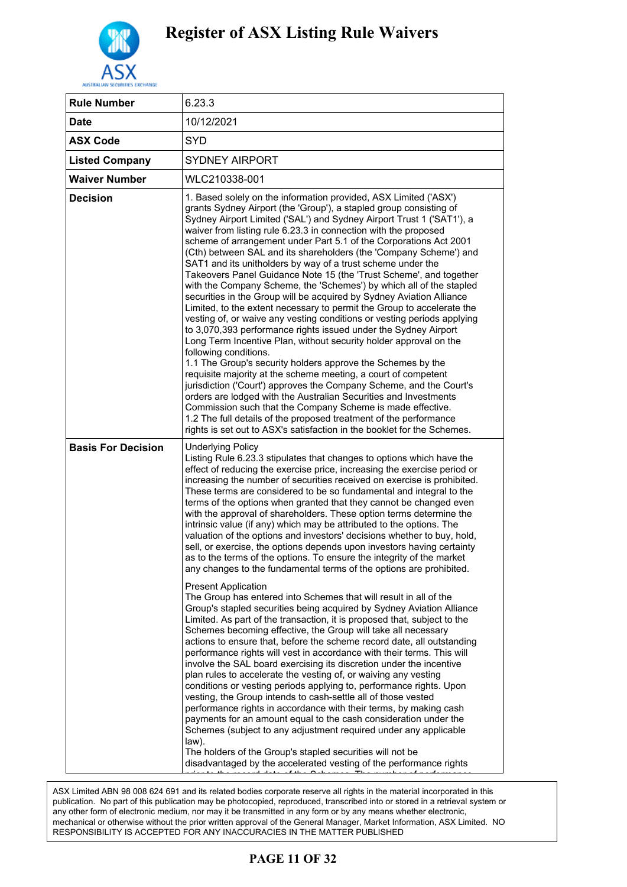# Register of ASX Listing Rule Waivers

| Rule Number | 6.23.3 |
|---|---|
| Date | 10/12/2021 |
| ASX Code | SYD |
| Listed Company | SYDNEY AIRPORT |
| Waiver Number | WLC210338-001 |
| Decision | 1. Based solely on the information provided, ASX Limited ('ASX') grants Sydney Airport (the 'Group'), a stapled group consisting of Sydney Airport Limited ('SAL') and Sydney Airport Trust 1 ('SAT1'), a waiver from listing rule 6.23.3 in connection with the proposed scheme of arrangement under Part 5.1 of the Corporations Act 2001 (Cth) between SAL and its shareholders (the 'Company Scheme') and SAT1 and its unitholders by way of a trust scheme under the Takeovers Panel Guidance Note 15 (the 'Trust Scheme', and together with the Company Scheme, the 'Schemes') by which all of the stapled securities in the Group will be acquired by Sydney Aviation Alliance Limited, to the extent necessary to permit the Group to accelerate the vesting of, or waive any vesting conditions or vesting periods applying to 3,070,393 performance rights issued under the Sydney Airport Long Term Incentive Plan, without security holder approval on the following conditions.<br>1.1 The Group's security holders approve the Schemes by the requisite majority at the scheme meeting, a court of competent jurisdiction ('Court') approves the Company Scheme, and the Court's orders are lodged with the Australian Securities and Investments Commission such that the Company Scheme is made effective.<br>1.2 The full details of the proposed treatment of the performance rights is set out to ASX's satisfaction in the booklet for the Schemes. |
| Basis For Decision | Underlying Policy<br>Listing Rule 6.23.3 stipulates that changes to options which have the effect of reducing the exercise price, increasing the exercise period or increasing the number of securities received on exercise is prohibited. These terms are considered to be so fundamental and integral to the terms of the options when granted that they cannot be changed even with the approval of shareholders. These option terms determine the intrinsic value (if any) which may be attributed to the options. The valuation of the options and investors' decisions whether to buy, hold, sell, or exercise, the options depends upon investors having certainty as to the terms of the options. To ensure the integrity of the market any changes to the fundamental terms of the options are prohibited.<br><br>Present Application<br>The Group has entered into Schemes that will result in all of the Group's stapled securities being acquired by Sydney Aviation Alliance Limited. As part of the transaction, it is proposed that, subject to the Schemes becoming effective, the Group will take all necessary actions to ensure that, before the scheme record date, all outstanding performance rights will vest in accordance with their terms. This will involve the SAL board exercising its discretion under the incentive plan rules to accelerate the vesting of, or waiving any vesting conditions or vesting periods applying to, performance rights. Upon vesting, the Group intends to cash-settle all of those vested performance rights in accordance with their terms, by making cash payments for an amount equal to the cash consideration under the Schemes (subject to any adjustment required under any applicable law).<br>The holders of the Group's stapled securities will not be disadvantaged by the accelerated vesting of the performance rights |

ASX Limited ABN 98 008 624 691 and its related bodies corporate reserve all rights in the material incorporated in this publication. No part of this publication may be photocopied, reproduced, transcribed into or stored in a retrieval system or any other form of electronic medium, nor may it be transmitted in any form or by any means whether electronic, mechanical or otherwise without the prior written approval of the General Manager, Market Information, ASX Limited. NO RESPONSIBILITY IS ACCEPTED FOR ANY INACCURACIES IN THE MATTER PUBLISHED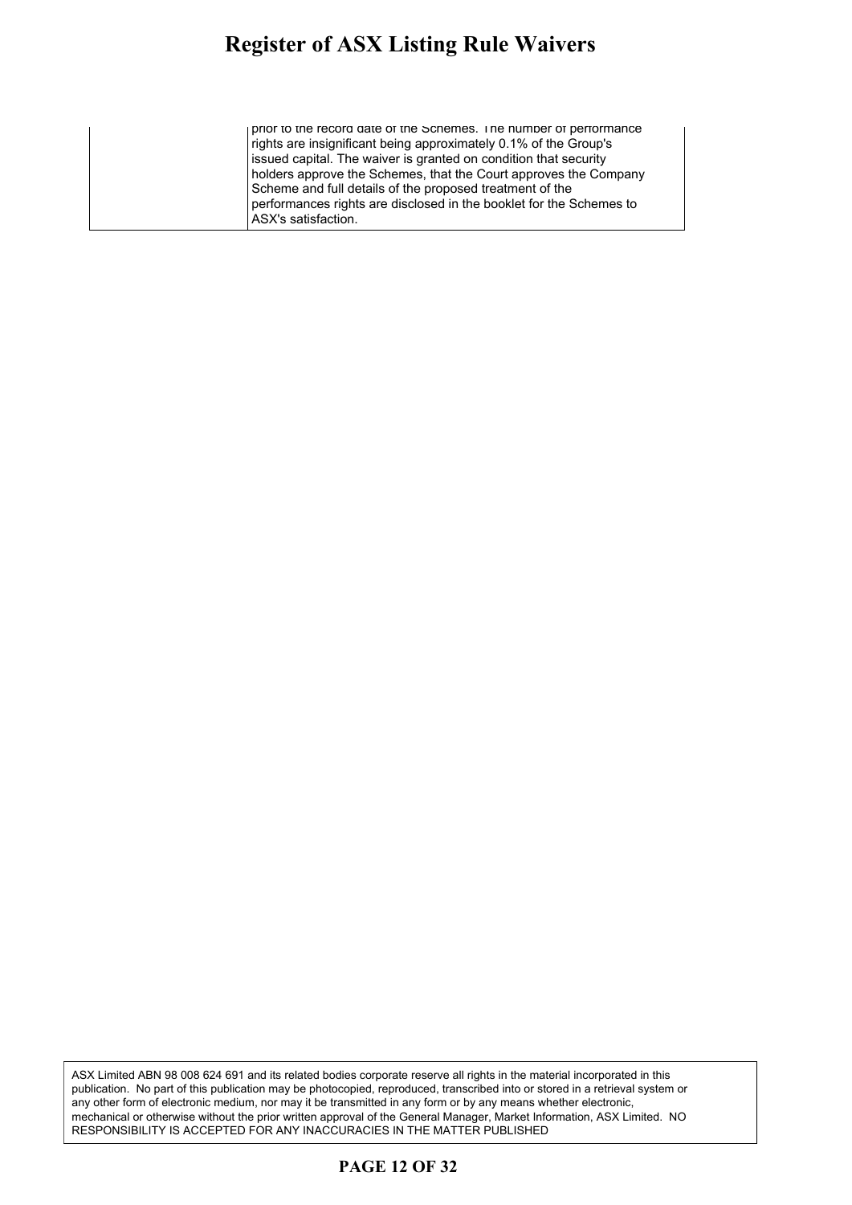|  |  |
|---|---|
|  | prior to the record date of the Schemes. The number of performance rights are insignificant being approximately 0.1% of the Group's issued capital. The waiver is granted on condition that security holders approve the Schemes, that the Court approves the Company Scheme and full details of the proposed treatment of the performances rights are disclosed in the booklet for the Schemes to ASX's satisfaction. |

ASX Limited ABN 98 008 624 691 and its related bodies corporate reserve all rights in the material incorporated in this publication. No part of this publication may be photocopied, reproduced, transcribed into or stored in a retrieval system or any other form of electronic medium, nor may it be transmitted in any form or by any means whether electronic, mechanical or otherwise without the prior written approval of the General Manager, Market Information, ASX Limited. NO RESPONSIBILITY IS ACCEPTED FOR ANY INACCURACIES IN THE MATTER PUBLISHED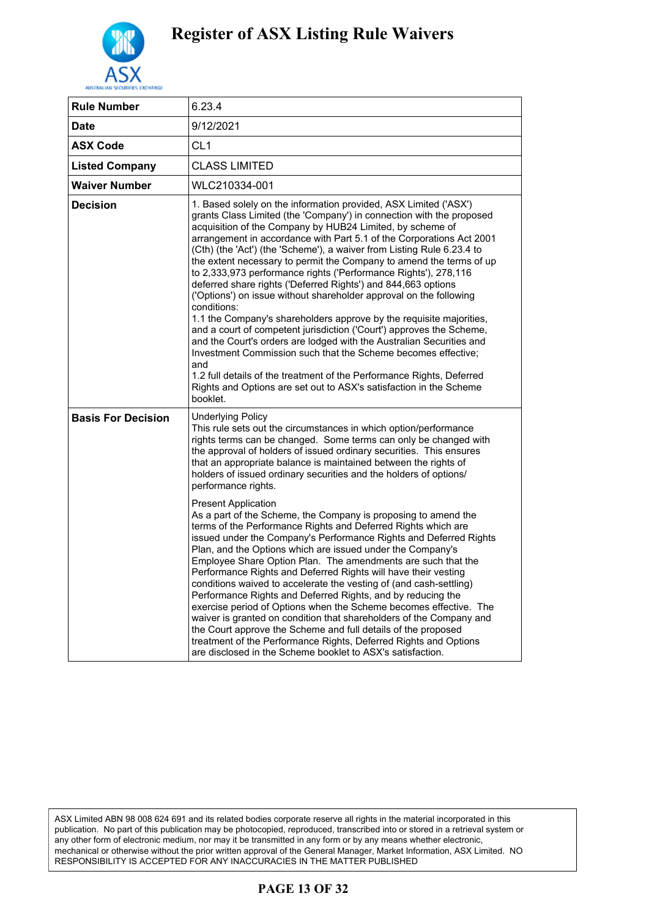# Register of ASX Listing Rule Waivers

| Rule Number | 6.23.4 |
|---|---|
| Date | 9/12/2021 |
| ASX Code | CL1 |
| Listed Company | CLASS LIMITED |
| Waiver Number | WLC210334-001 |
| Decision | 1. Based solely on the information provided, ASX Limited ('ASX') grants Class Limited (the 'Company') in connection with the proposed acquisition of the Company by HUB24 Limited, by scheme of arrangement in accordance with Part 5.1 of the Corporations Act 2001 (Cth) (the 'Act') (the 'Scheme'), a waiver from Listing Rule 6.23.4 to the extent necessary to permit the Company to amend the terms of up to 2,333,973 performance rights ('Performance Rights'), 278,116 deferred share rights ('Deferred Rights') and 844,663 options ('Options') on issue without shareholder approval on the following conditions:<br>1.1 the Company's shareholders approve by the requisite majorities, and a court of competent jurisdiction ('Court') approves the Scheme, and the Court's orders are lodged with the Australian Securities and Investment Commission such that the Scheme becomes effective; and<br>1.2 full details of the treatment of the Performance Rights, Deferred Rights and Options are set out to ASX's satisfaction in the Scheme booklet. |
| Basis For Decision | Underlying Policy<br>This rule sets out the circumstances in which option/performance rights terms can be changed. Some terms can only be changed with the approval of holders of issued ordinary securities. This ensures that an appropriate balance is maintained between the rights of holders of issued ordinary securities and the holders of options/ performance rights.<br><br>Present Application<br>As a part of the Scheme, the Company is proposing to amend the terms of the Performance Rights and Deferred Rights which are issued under the Company's Performance Rights and Deferred Rights Plan, and the Options which are issued under the Company's Employee Share Option Plan. The amendments are such that the Performance Rights and Deferred Rights will have their vesting conditions waived to accelerate the vesting of (and cash-settling) Performance Rights and Deferred Rights, and by reducing the exercise period of Options when the Scheme becomes effective. The waiver is granted on condition that shareholders of the Company and the Court approve the Scheme and full details of the proposed treatment of the Performance Rights, Deferred Rights and Options are disclosed in the Scheme booklet to ASX's satisfaction. |

ASX Limited ABN 98 008 624 691 and its related bodies corporate reserve all rights in the material incorporated in this publication. No part of this publication may be photocopied, reproduced, transcribed into or stored in a retrieval system or any other form of electronic medium, nor may it be transmitted in any form or by any means whether electronic, mechanical or otherwise without the prior written approval of the General Manager, Market Information, ASX Limited. NO RESPONSIBILITY IS ACCEPTED FOR ANY INACCURACIES IN THE MATTER PUBLISHED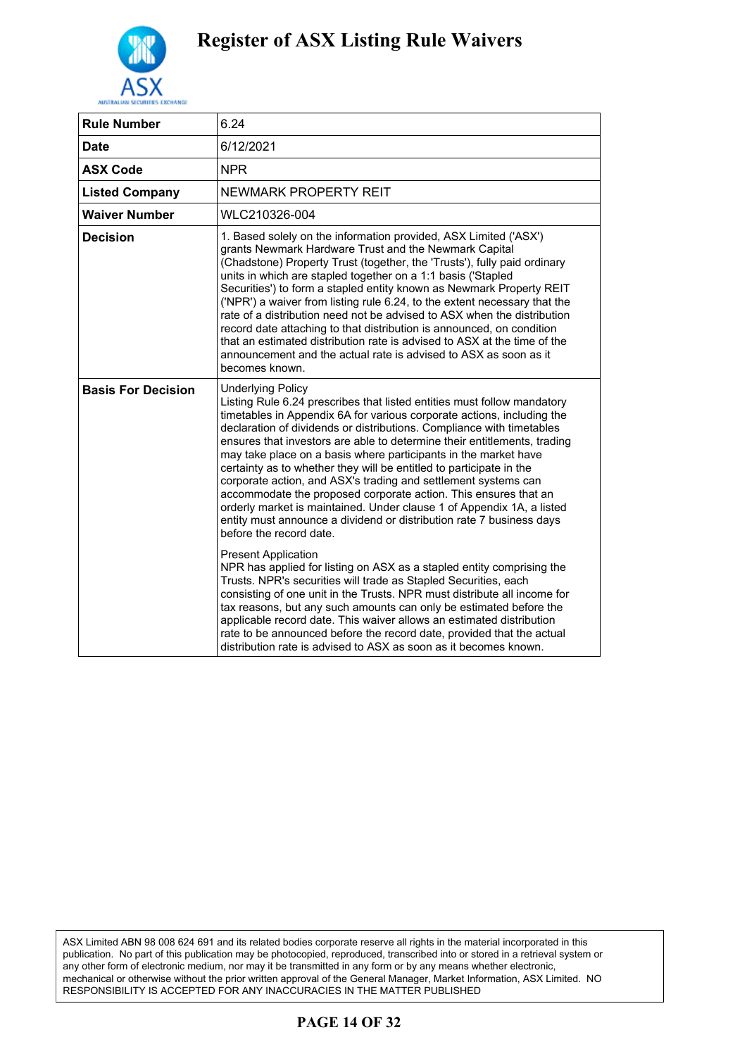# Register of ASX Listing Rule Waivers

| Rule Number | 6.24 |
|---|---|
| Date | 6/12/2021 |
| ASX Code | NPR |
| Listed Company | NEWMARK PROPERTY REIT |
| Waiver Number | WLC210326-004 |
| Decision | 1. Based solely on the information provided, ASX Limited ('ASX') grants Newmark Hardware Trust and the Newmark Capital (Chadstone) Property Trust (together, the 'Trusts'), fully paid ordinary units in which are stapled together on a 1:1 basis ('Stapled Securities') to form a stapled entity known as Newmark Property REIT ('NPR') a waiver from listing rule 6.24, to the extent necessary that the rate of a distribution need not be advised to ASX when the distribution record date attaching to that distribution is announced, on condition that an estimated distribution rate is advised to ASX at the time of the announcement and the actual rate is advised to ASX as soon as it becomes known. |
| Basis For Decision | Underlying Policy<br>Listing Rule 6.24 prescribes that listed entities must follow mandatory timetables in Appendix 6A for various corporate actions, including the declaration of dividends or distributions. Compliance with timetables ensures that investors are able to determine their entitlements, trading may take place on a basis where participants in the market have certainty as to whether they will be entitled to participate in the corporate action, and ASX's trading and settlement systems can accommodate the proposed corporate action. This ensures that an orderly market is maintained. Under clause 1 of Appendix 1A, a listed entity must announce a dividend or distribution rate 7 business days before the record date.<br><br>Present Application<br>NPR has applied for listing on ASX as a stapled entity comprising the Trusts. NPR's securities will trade as Stapled Securities, each consisting of one unit in the Trusts. NPR must distribute all income for tax reasons, but any such amounts can only be estimated before the applicable record date. This waiver allows an estimated distribution rate to be announced before the record date, provided that the actual distribution rate is advised to ASX as soon as it becomes known. |

ASX Limited ABN 98 008 624 691 and its related bodies corporate reserve all rights in the material incorporated in this publication. No part of this publication may be photocopied, reproduced, transcribed into or stored in a retrieval system or any other form of electronic medium, nor may it be transmitted in any form or by any means whether electronic, mechanical or otherwise without the prior written approval of the General Manager, Market Information, ASX Limited. NO RESPONSIBILITY IS ACCEPTED FOR ANY INACCURACIES IN THE MATTER PUBLISHED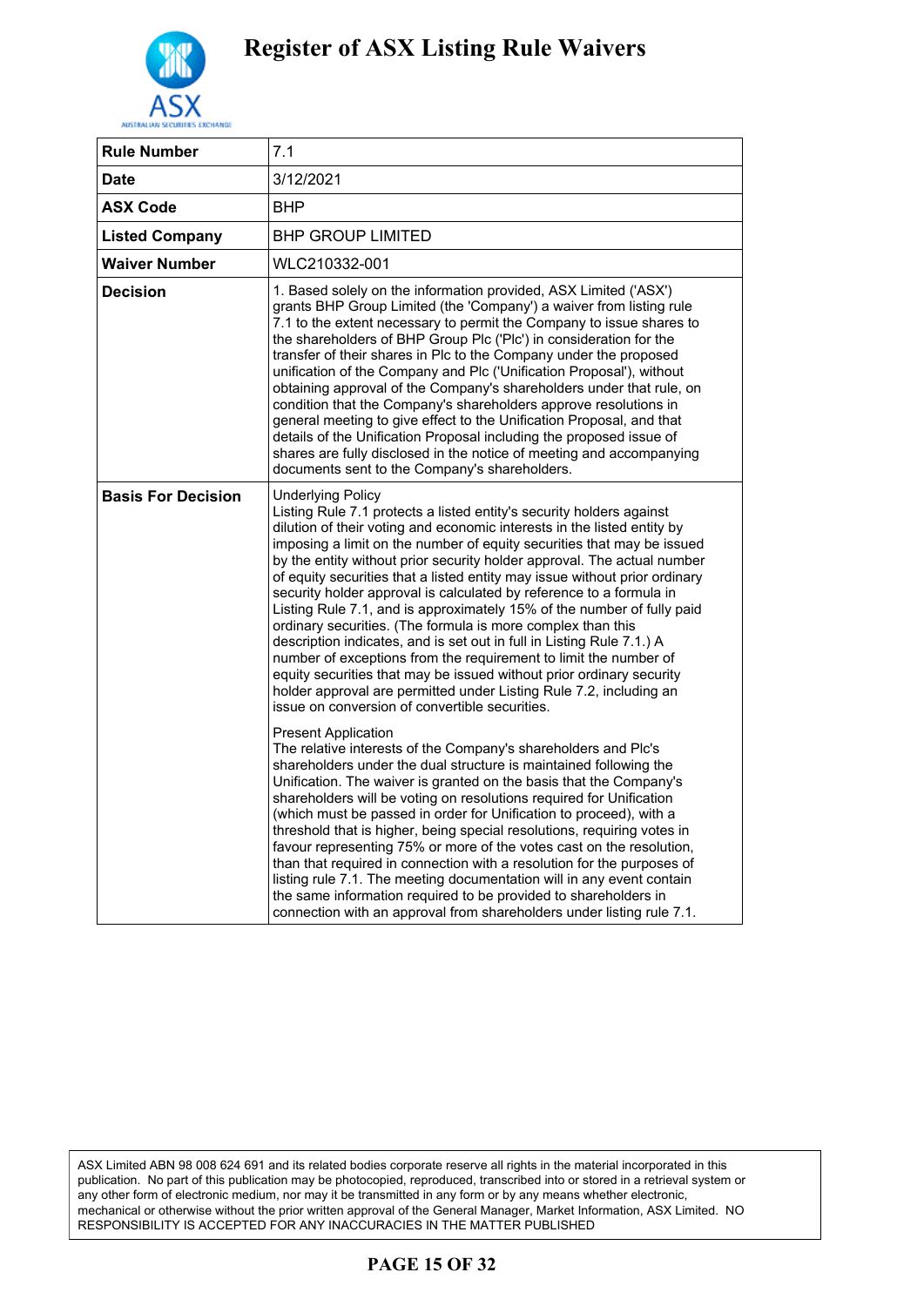# Register of ASX Listing Rule Waivers

| | |
|---|---|
| **Rule Number** | 7.1 |
| **Date** | 3/12/2021 |
| **ASX Code** | BHP |
| **Listed Company** | BHP GROUP LIMITED |
| **Waiver Number** | WLC210332-001 |
| **Decision** | 1. Based solely on the information provided, ASX Limited ('ASX') grants BHP Group Limited (the 'Company') a waiver from listing rule 7.1 to the extent necessary to permit the Company to issue shares to the shareholders of BHP Group Plc ('Plc') in consideration for the transfer of their shares in Plc to the Company under the proposed unification of the Company and Plc ('Unification Proposal'), without obtaining approval of the Company's shareholders under that rule, on condition that the Company's shareholders approve resolutions in general meeting to give effect to the Unification Proposal, and that details of the Unification Proposal including the proposed issue of shares are fully disclosed in the notice of meeting and accompanying documents sent to the Company's shareholders. |
| **Basis For Decision** | Underlying Policy<br>Listing Rule 7.1 protects a listed entity's security holders against dilution of their voting and economic interests in the listed entity by imposing a limit on the number of equity securities that may be issued by the entity without prior security holder approval. The actual number of equity securities that a listed entity may issue without prior ordinary security holder approval is calculated by reference to a formula in Listing Rule 7.1, and is approximately 15% of the number of fully paid ordinary securities. (The formula is more complex than this description indicates, and is set out in full in Listing Rule 7.1.) A number of exceptions from the requirement to limit the number of equity securities that may be issued without prior ordinary security holder approval are permitted under Listing Rule 7.2, including an issue on conversion of convertible securities.<br><br>Present Application<br>The relative interests of the Company's shareholders and Plc's shareholders under the dual structure is maintained following the Unification. The waiver is granted on the basis that the Company's shareholders will be voting on resolutions required for Unification (which must be passed in order for Unification to proceed), with a threshold that is higher, being special resolutions, requiring votes in favour representing 75% or more of the votes cast on the resolution, than that required in connection with a resolution for the purposes of listing rule 7.1. The meeting documentation will in any event contain the same information required to be provided to shareholders in connection with an approval from shareholders under listing rule 7.1. |

ASX Limited ABN 98 008 624 691 and its related bodies corporate reserve all rights in the material incorporated in this publication. No part of this publication may be photocopied, reproduced, transcribed into or stored in a retrieval system or any other form of electronic medium, nor may it be transmitted in any form or by any means whether electronic, mechanical or otherwise without the prior written approval of the General Manager, Market Information, ASX Limited. NO RESPONSIBILITY IS ACCEPTED FOR ANY INACCURACIES IN THE MATTER PUBLISHED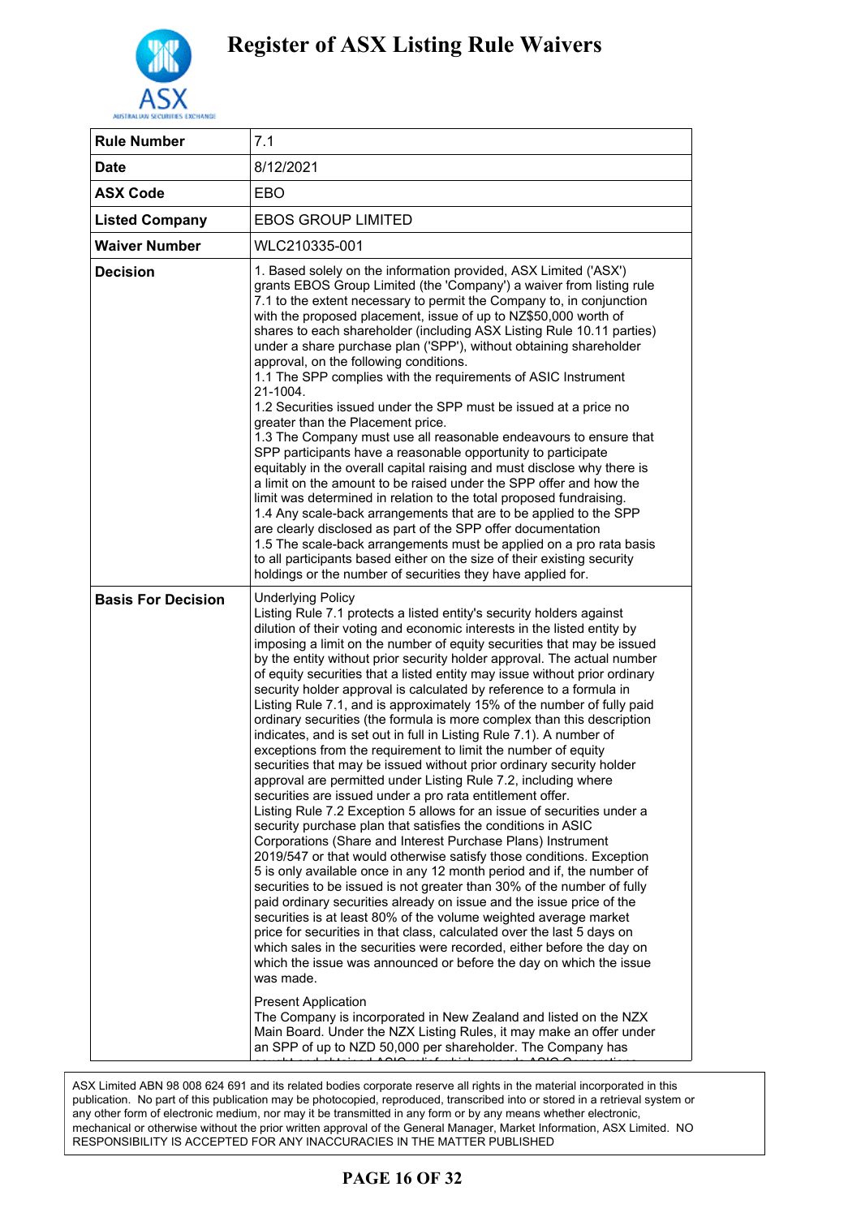# Register of ASX Listing Rule Waivers

| Rule Number | 7.1 |
|---|---|
| Date | 8/12/2021 |
| ASX Code | EBO |
| Listed Company | EBOS GROUP LIMITED |
| Waiver Number | WLC210335-001 |
| Decision | 1. Based solely on the information provided, ASX Limited ('ASX') grants EBOS Group Limited (the 'Company') a waiver from listing rule 7.1 to the extent necessary to permit the Company to, in conjunction with the proposed placement, issue of up to NZ$50,000 worth of shares to each shareholder (including ASX Listing Rule 10.11 parties) under a share purchase plan ('SPP'), without obtaining shareholder approval, on the following conditions.<br>1.1 The SPP complies with the requirements of ASIC Instrument 21-1004.<br>1.2 Securities issued under the SPP must be issued at a price no greater than the Placement price.<br>1.3 The Company must use all reasonable endeavours to ensure that SPP participants have a reasonable opportunity to participate equitably in the overall capital raising and must disclose why there is a limit on the amount to be raised under the SPP offer and how the limit was determined in relation to the total proposed fundraising.<br>1.4 Any scale-back arrangements that are to be applied to the SPP are clearly disclosed as part of the SPP offer documentation<br>1.5 The scale-back arrangements must be applied on a pro rata basis to all participants based either on the size of their existing security holdings or the number of securities they have applied for. |
| Basis For Decision | Underlying Policy<br>Listing Rule 7.1 protects a listed entity's security holders against dilution of their voting and economic interests in the listed entity by imposing a limit on the number of equity securities that may be issued by the entity without prior security holder approval. The actual number of equity securities that a listed entity may issue without prior ordinary security holder approval is calculated by reference to a formula in Listing Rule 7.1, and is approximately 15% of the number of fully paid ordinary securities (the formula is more complex than this description indicates, and is set out in full in Listing Rule 7.1). A number of exceptions from the requirement to limit the number of equity securities that may be issued without prior ordinary security holder approval are permitted under Listing Rule 7.2, including where securities are issued under a pro rata entitlement offer.<br>Listing Rule 7.2 Exception 5 allows for an issue of securities under a security purchase plan that satisfies the conditions in ASIC Corporations (Share and Interest Purchase Plans) Instrument 2019/547 or that would otherwise satisfy those conditions. Exception 5 is only available once in any 12 month period and if, the number of securities to be issued is not greater than 30% of the number of fully paid ordinary securities already on issue and the issue price of the securities is at least 80% of the volume weighted average market price for securities in that class, calculated over the last 5 days on which sales in the securities were recorded, either before the day on which the issue was announced or before the day on which the issue was made.<br><br>Present Application<br>The Company is incorporated in New Zealand and listed on the NZX Main Board. Under the NZX Listing Rules, it may make an offer under an SPP of up to NZD 50,000 per shareholder. The Company has |

ASX Limited ABN 98 008 624 691 and its related bodies corporate reserve all rights in the material incorporated in this publication. No part of this publication may be photocopied, reproduced, transcribed into or stored in a retrieval system or any other form of electronic medium, nor may it be transmitted in any form or by any means whether electronic, mechanical or otherwise without the prior written approval of the General Manager, Market Information, ASX Limited. NO RESPONSIBILITY IS ACCEPTED FOR ANY INACCURACIES IN THE MATTER PUBLISHED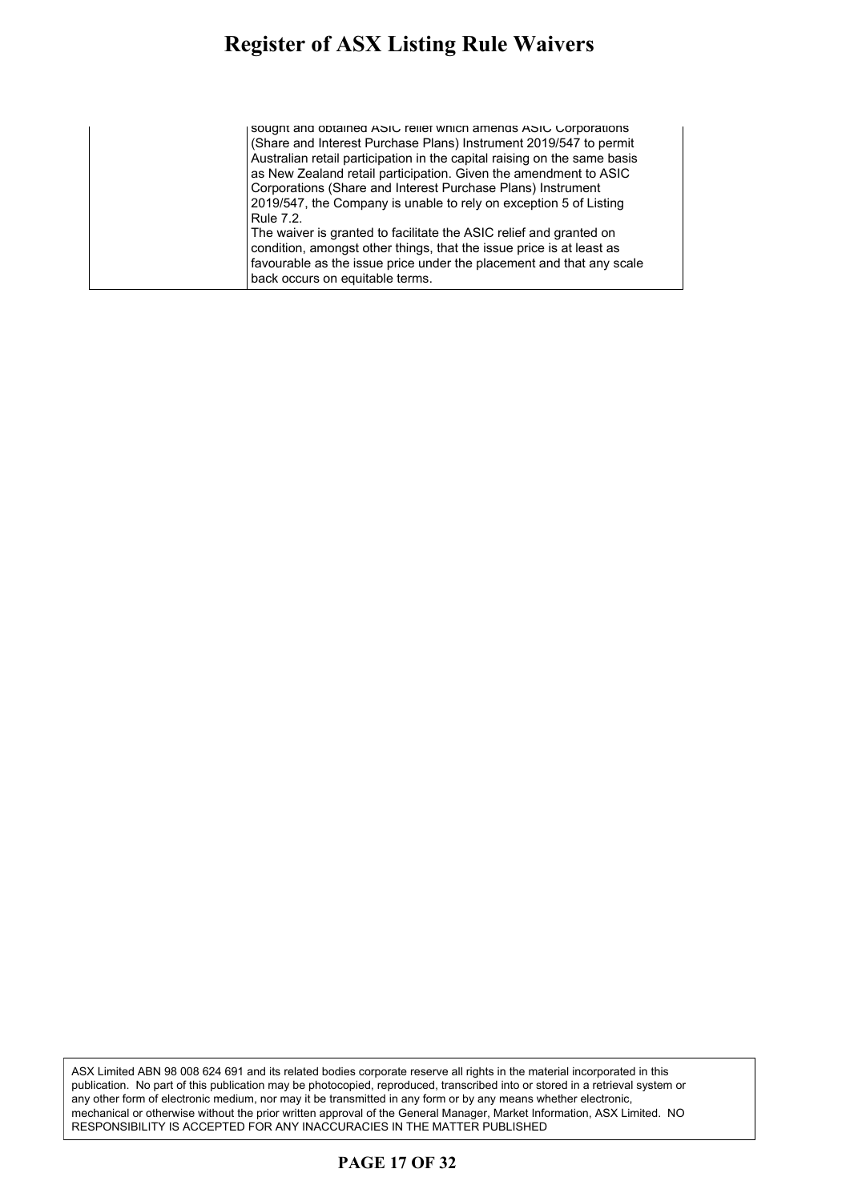| | |
|---|---|
| | sought and obtained ASIC relief which amends ASIC Corporations (Share and Interest Purchase Plans) Instrument 2019/547 to permit Australian retail participation in the capital raising on the same basis as New Zealand retail participation. Given the amendment to ASIC Corporations (Share and Interest Purchase Plans) Instrument 2019/547, the Company is unable to rely on exception 5 of Listing Rule 7.2.<br>The waiver is granted to facilitate the ASIC relief and granted on condition, amongst other things, that the issue price is at least as favourable as the issue price under the placement and that any scale back occurs on equitable terms. |

ASX Limited ABN 98 008 624 691 and its related bodies corporate reserve all rights in the material incorporated in this publication. No part of this publication may be photocopied, reproduced, transcribed into or stored in a retrieval system or any other form of electronic medium, nor may it be transmitted in any form or by any means whether electronic, mechanical or otherwise without the prior written approval of the General Manager, Market Information, ASX Limited. NO RESPONSIBILITY IS ACCEPTED FOR ANY INACCURACIES IN THE MATTER PUBLISHED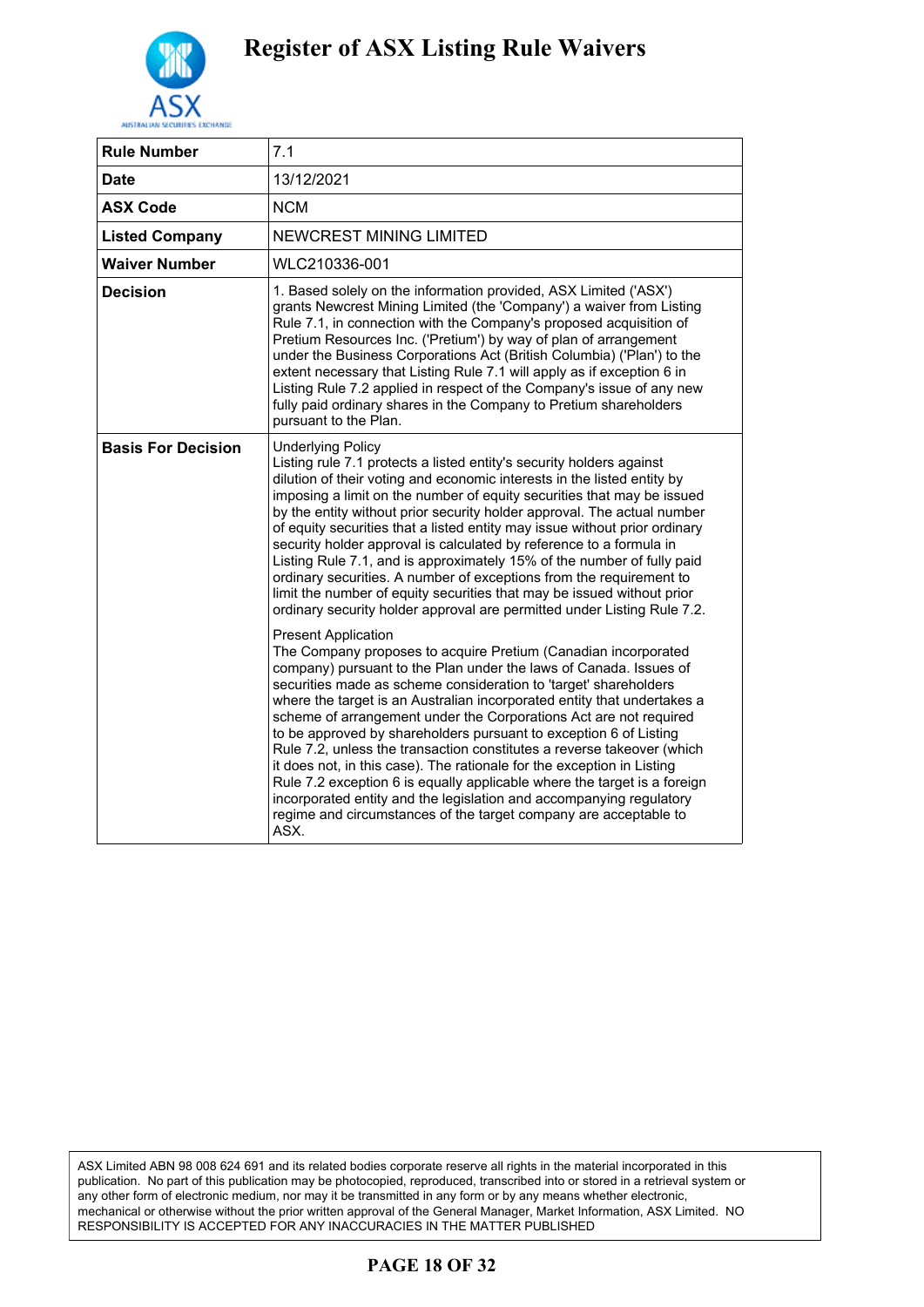# Register of ASX Listing Rule Waivers

| Rule Number | 7.1 |
|---|---|
| Date | 13/12/2021 |
| ASX Code | NCM |
| Listed Company | NEWCREST MINING LIMITED |
| Waiver Number | WLC210336-001 |
| Decision | 1. Based solely on the information provided, ASX Limited ('ASX') grants Newcrest Mining Limited (the 'Company') a waiver from Listing Rule 7.1, in connection with the Company's proposed acquisition of Pretium Resources Inc. ('Pretium') by way of plan of arrangement under the Business Corporations Act (British Columbia) ('Plan') to the extent necessary that Listing Rule 7.1 will apply as if exception 6 in Listing Rule 7.2 applied in respect of the Company's issue of any new fully paid ordinary shares in the Company to Pretium shareholders pursuant to the Plan. |
| Basis For Decision | Underlying Policy<br>Listing rule 7.1 protects a listed entity's security holders against dilution of their voting and economic interests in the listed entity by imposing a limit on the number of equity securities that may be issued by the entity without prior security holder approval. The actual number of equity securities that a listed entity may issue without prior ordinary security holder approval is calculated by reference to a formula in Listing Rule 7.1, and is approximately 15% of the number of fully paid ordinary securities. A number of exceptions from the requirement to limit the number of equity securities that may be issued without prior ordinary security holder approval are permitted under Listing Rule 7.2.<br><br>Present Application<br>The Company proposes to acquire Pretium (Canadian incorporated company) pursuant to the Plan under the laws of Canada. Issues of securities made as scheme consideration to 'target' shareholders where the target is an Australian incorporated entity that undertakes a scheme of arrangement under the Corporations Act are not required to be approved by shareholders pursuant to exception 6 of Listing Rule 7.2, unless the transaction constitutes a reverse takeover (which it does not, in this case). The rationale for the exception in Listing Rule 7.2 exception 6 is equally applicable where the target is a foreign incorporated entity and the legislation and accompanying regulatory regime and circumstances of the target company are acceptable to ASX. |

ASX Limited ABN 98 008 624 691 and its related bodies corporate reserve all rights in the material incorporated in this publication. No part of this publication may be photocopied, reproduced, transcribed into or stored in a retrieval system or any other form of electronic medium, nor may it be transmitted in any form or by any means whether electronic, mechanical or otherwise without the prior written approval of the General Manager, Market Information, ASX Limited. NO RESPONSIBILITY IS ACCEPTED FOR ANY INACCURACIES IN THE MATTER PUBLISHED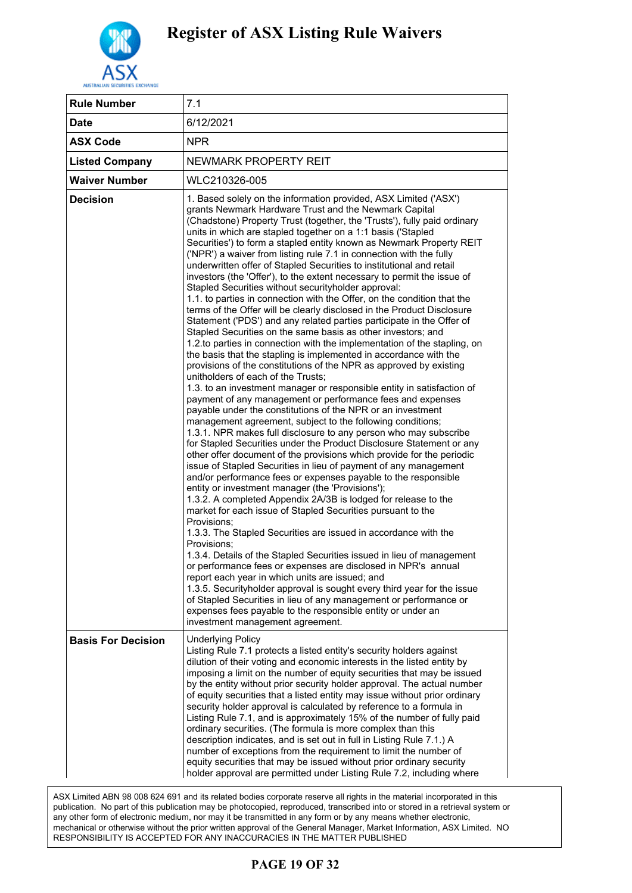# Register of ASX Listing Rule Waivers

| Rule Number | 7.1 |
|---|---|
| Date | 6/12/2021 |
| ASX Code | NPR |
| Listed Company | NEWMARK PROPERTY REIT |
| Waiver Number | WLC210326-005 |
| Decision | 1. Based solely on the information provided, ASX Limited ('ASX') grants Newmark Hardware Trust and the Newmark Capital (Chadstone) Property Trust (together, the 'Trusts'), fully paid ordinary units in which are stapled together on a 1:1 basis ('Stapled Securities') to form a stapled entity known as Newmark Property REIT ('NPR') a waiver from listing rule 7.1 in connection with the fully underwritten offer of Stapled Securities to institutional and retail investors (the 'Offer'), to the extent necessary to permit the issue of Stapled Securities without securityholder approval:<br>1.1. to parties in connection with the Offer, on the condition that the terms of the Offer will be clearly disclosed in the Product Disclosure Statement ('PDS') and any related parties participate in the Offer of Stapled Securities on the same basis as other investors; and<br>1.2.to parties in connection with the implementation of the stapling, on the basis that the stapling is implemented in accordance with the provisions of the constitutions of the NPR as approved by existing unitholders of each of the Trusts;<br>1.3. to an investment manager or responsible entity in satisfaction of payment of any management or performance fees and expenses payable under the constitutions of the NPR or an investment management agreement, subject to the following conditions;<br>1.3.1. NPR makes full disclosure to any person who may subscribe for Stapled Securities under the Product Disclosure Statement or any other offer document of the provisions which provide for the periodic issue of Stapled Securities in lieu of payment of any management and/or performance fees or expenses payable to the responsible entity or investment manager (the 'Provisions');<br>1.3.2. A completed Appendix 2A/3B is lodged for release to the market for each issue of Stapled Securities pursuant to the Provisions;<br>1.3.3. The Stapled Securities are issued in accordance with the Provisions;<br>1.3.4. Details of the Stapled Securities issued in lieu of management or performance fees or expenses are disclosed in NPR's annual report each year in which units are issued; and<br>1.3.5. Securityholder approval is sought every third year for the issue of Stapled Securities in lieu of any management or performance or expenses fees payable to the responsible entity or under an investment management agreement. |
| Basis For Decision | Underlying Policy<br>Listing Rule 7.1 protects a listed entity's security holders against dilution of their voting and economic interests in the listed entity by imposing a limit on the number of equity securities that may be issued by the entity without prior security holder approval. The actual number of equity securities that a listed entity may issue without prior ordinary security holder approval is calculated by reference to a formula in Listing Rule 7.1, and is approximately 15% of the number of fully paid ordinary securities. (The formula is more complex than this description indicates, and is set out in full in Listing Rule 7.1.) A number of exceptions from the requirement to limit the number of equity securities that may be issued without prior ordinary security holder approval are permitted under Listing Rule 7.2, including where |

ASX Limited ABN 98 008 624 691 and its related bodies corporate reserve all rights in the material incorporated in this publication. No part of this publication may be photocopied, reproduced, transcribed into or stored in a retrieval system or any other form of electronic medium, nor may it be transmitted in any form or by any means whether electronic, mechanical or otherwise without the prior written approval of the General Manager, Market Information, ASX Limited. NO RESPONSIBILITY IS ACCEPTED FOR ANY INACCURACIES IN THE MATTER PUBLISHED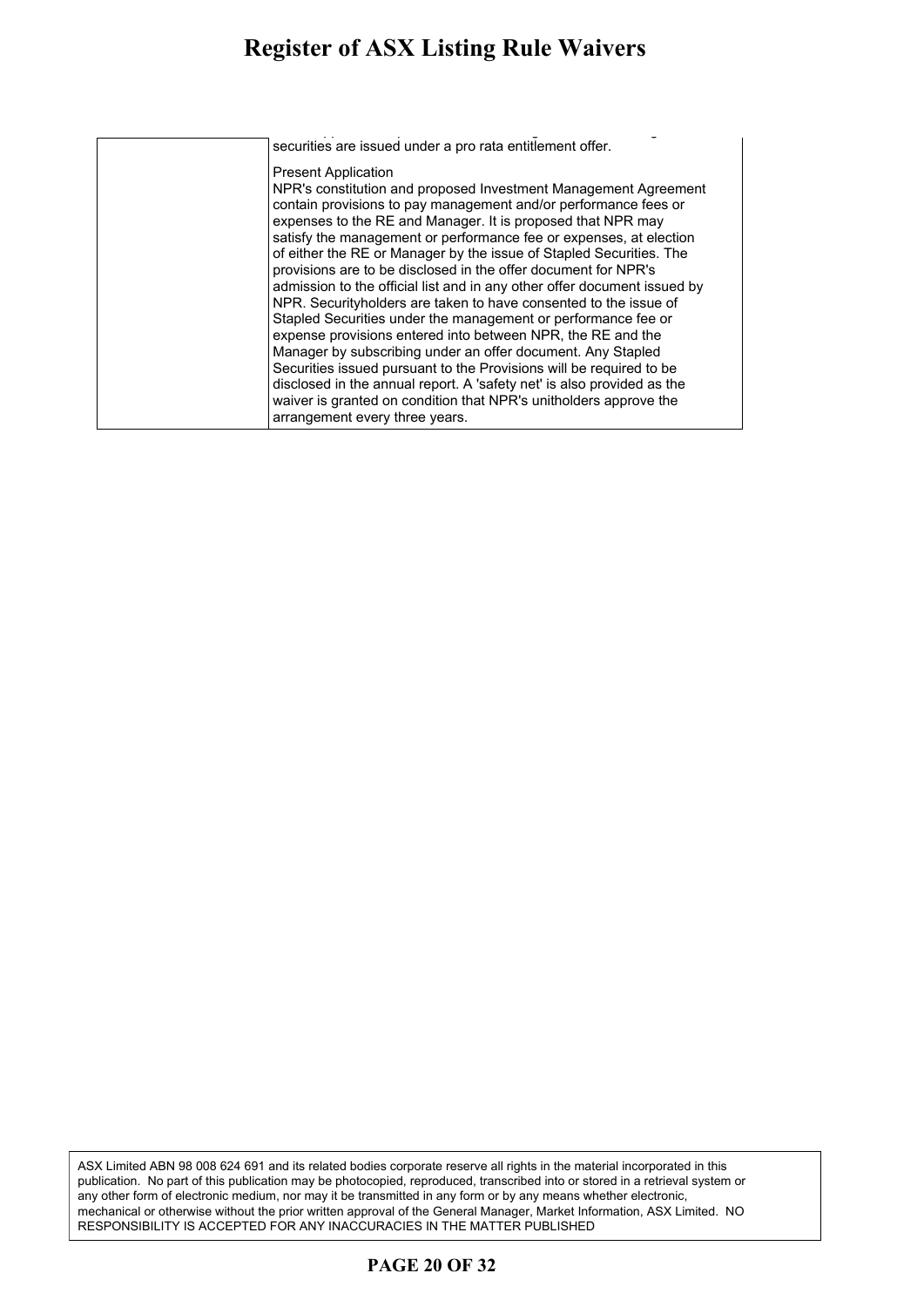| | securities are issued under a pro rata entitlement offer.<br><br>Present Application<br>NPR's constitution and proposed Investment Management Agreement contain provisions to pay management and/or performance fees or expenses to the RE and Manager. It is proposed that NPR may satisfy the management or performance fee or expenses, at election of either the RE or Manager by the issue of Stapled Securities. The provisions are to be disclosed in the offer document for NPR's admission to the official list and in any other offer document issued by NPR. Securityholders are taken to have consented to the issue of Stapled Securities under the management or performance fee or expense provisions entered into between NPR, the RE and the Manager by subscribing under an offer document. Any Stapled Securities issued pursuant to the Provisions will be required to be disclosed in the annual report. A 'safety net' is also provided as the waiver is granted on condition that NPR's unitholders approve the arrangement every three years. |
|---|---|

ASX Limited ABN 98 008 624 691 and its related bodies corporate reserve all rights in the material incorporated in this publication. No part of this publication may be photocopied, reproduced, transcribed into or stored in a retrieval system or any other form of electronic medium, nor may it be transmitted in any form or by any means whether electronic, mechanical or otherwise without the prior written approval of the General Manager, Market Information, ASX Limited. NO RESPONSIBILITY IS ACCEPTED FOR ANY INACCURACIES IN THE MATTER PUBLISHED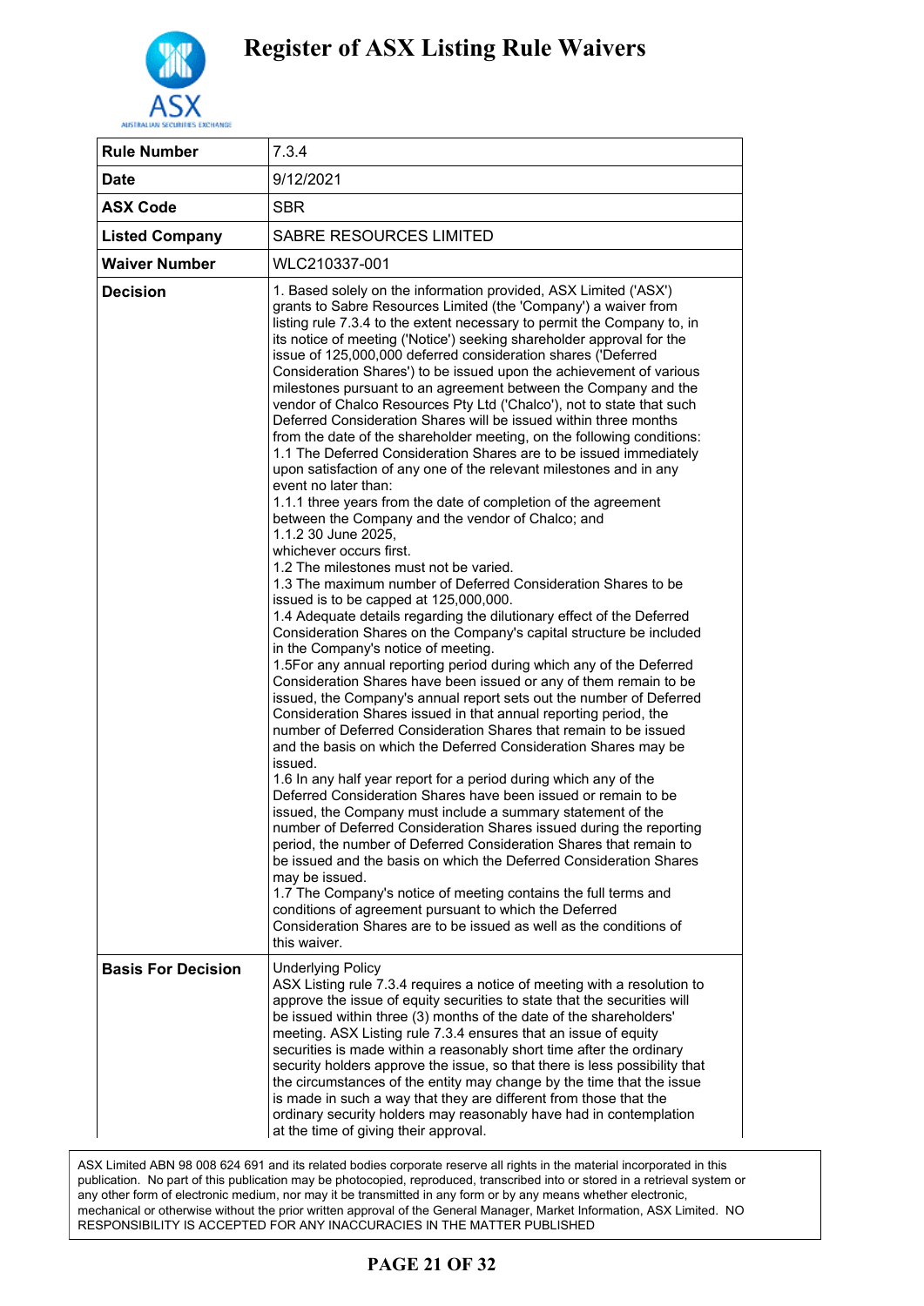# Register of ASX Listing Rule Waivers

| | |
|---|---|
| **Rule Number** | 7.3.4 |
| **Date** | 9/12/2021 |
| **ASX Code** | SBR |
| **Listed Company** | SABRE RESOURCES LIMITED |
| **Waiver Number** | WLC210337-001 |
| **Decision** | 1. Based solely on the information provided, ASX Limited ('ASX') grants to Sabre Resources Limited (the 'Company') a waiver from listing rule 7.3.4 to the extent necessary to permit the Company to, in its notice of meeting ('Notice') seeking shareholder approval for the issue of 125,000,000 deferred consideration shares ('Deferred Consideration Shares') to be issued upon the achievement of various milestones pursuant to an agreement between the Company and the vendor of Chalco Resources Pty Ltd ('Chalco'), not to state that such Deferred Consideration Shares will be issued within three months from the date of the shareholder meeting, on the following conditions:<br>1.1 The Deferred Consideration Shares are to be issued immediately upon satisfaction of any one of the relevant milestones and in any event no later than:<br>1.1.1 three years from the date of completion of the agreement between the Company and the vendor of Chalco; and<br>1.1.2 30 June 2025,<br>whichever occurs first.<br>1.2 The milestones must not be varied.<br>1.3 The maximum number of Deferred Consideration Shares to be issued is to be capped at 125,000,000.<br>1.4 Adequate details regarding the dilutionary effect of the Deferred Consideration Shares on the Company's capital structure be included in the Company's notice of meeting.<br>1.5For any annual reporting period during which any of the Deferred Consideration Shares have been issued or any of them remain to be issued, the Company's annual report sets out the number of Deferred Consideration Shares issued in that annual reporting period, the number of Deferred Consideration Shares that remain to be issued and the basis on which the Deferred Consideration Shares may be issued.<br>1.6 In any half year report for a period during which any of the Deferred Consideration Shares have been issued or remain to be issued, the Company must include a summary statement of the number of Deferred Consideration Shares issued during the reporting period, the number of Deferred Consideration Shares that remain to be issued and the basis on which the Deferred Consideration Shares may be issued.<br>1.7 The Company's notice of meeting contains the full terms and conditions of agreement pursuant to which the Deferred Consideration Shares are to be issued as well as the conditions of this waiver. |
| **Basis For Decision** | Underlying Policy<br>ASX Listing rule 7.3.4 requires a notice of meeting with a resolution to approve the issue of equity securities to state that the securities will be issued within three (3) months of the date of the shareholders' meeting. ASX Listing rule 7.3.4 ensures that an issue of equity securities is made within a reasonably short time after the ordinary security holders approve the issue, so that there is less possibility that the circumstances of the entity may change by the time that the issue is made in such a way that they are different from those that the ordinary security holders may reasonably have had in contemplation at the time of giving their approval. |

ASX Limited ABN 98 008 624 691 and its related bodies corporate reserve all rights in the material incorporated in this publication. No part of this publication may be photocopied, reproduced, transcribed into or stored in a retrieval system or any other form of electronic medium, nor may it be transmitted in any form or by any means whether electronic, mechanical or otherwise without the prior written approval of the General Manager, Market Information, ASX Limited. NO RESPONSIBILITY IS ACCEPTED FOR ANY INACCURACIES IN THE MATTER PUBLISHED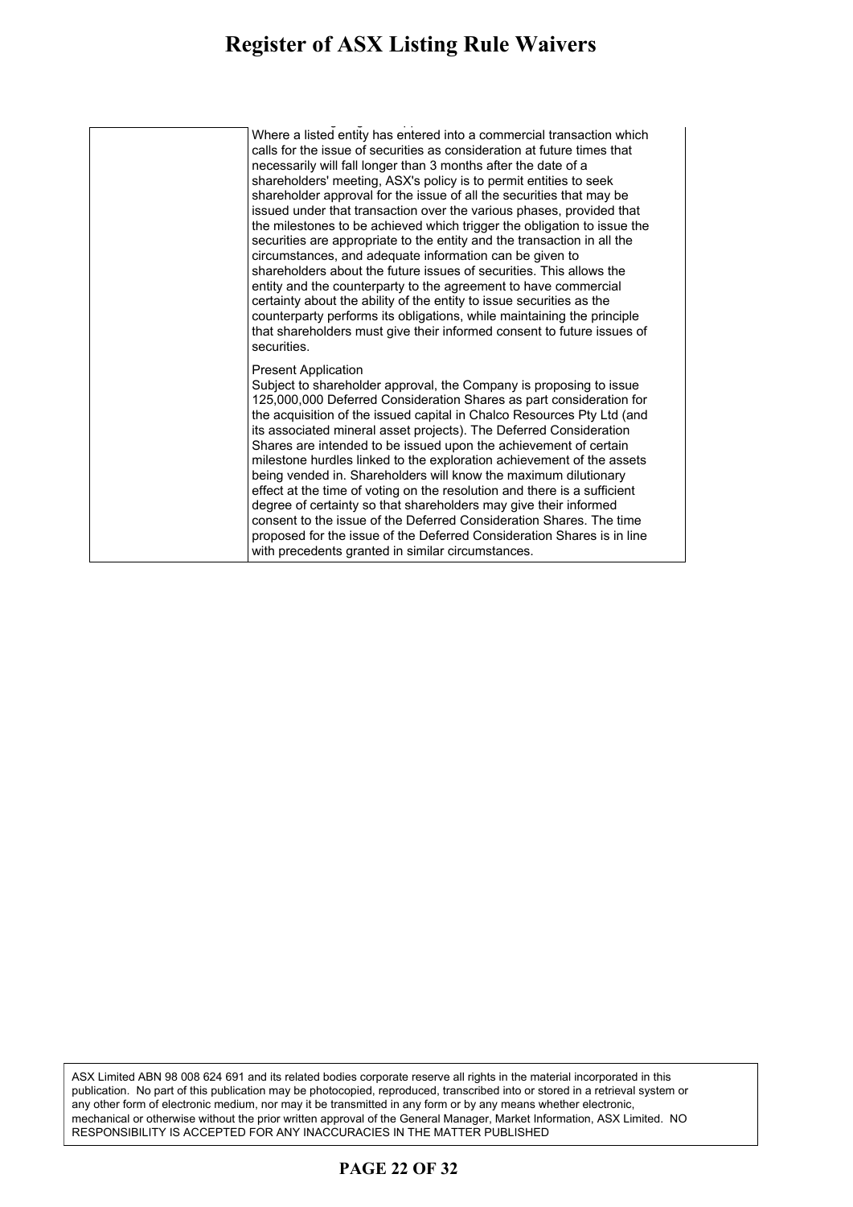| | |
|---|---|
| | Where a listed entity has entered into a commercial transaction which calls for the issue of securities as consideration at future times that necessarily will fall longer than 3 months after the date of a shareholders' meeting, ASX's policy is to permit entities to seek shareholder approval for the issue of all the securities that may be issued under that transaction over the various phases, provided that the milestones to be achieved which trigger the obligation to issue the securities are appropriate to the entity and the transaction in all the circumstances, and adequate information can be given to shareholders about the future issues of securities. This allows the entity and the counterparty to the agreement to have commercial certainty about the ability of the entity to issue securities as the counterparty performs its obligations, while maintaining the principle that shareholders must give their informed consent to future issues of securities.<br><br>Present Application<br>Subject to shareholder approval, the Company is proposing to issue 125,000,000 Deferred Consideration Shares as part consideration for the acquisition of the issued capital in Chalco Resources Pty Ltd (and its associated mineral asset projects). The Deferred Consideration Shares are intended to be issued upon the achievement of certain milestone hurdles linked to the exploration achievement of the assets being vended in. Shareholders will know the maximum dilutionary effect at the time of voting on the resolution and there is a sufficient degree of certainty so that shareholders may give their informed consent to the issue of the Deferred Consideration Shares. The time proposed for the issue of the Deferred Consideration Shares is in line with precedents granted in similar circumstances. |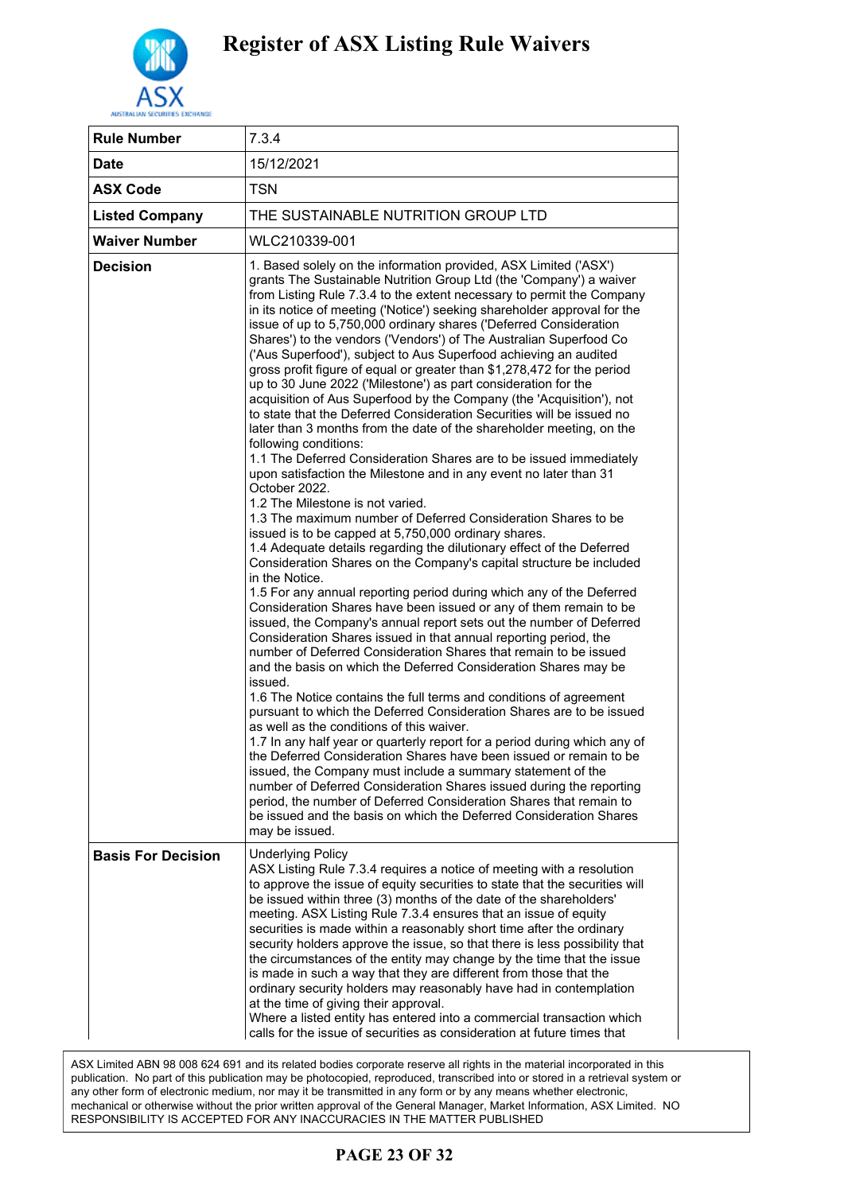# Register of ASX Listing Rule Waivers

| | |
|---|---|
| **Rule Number** | 7.3.4 |
| **Date** | 15/12/2021 |
| **ASX Code** | TSN |
| **Listed Company** | THE SUSTAINABLE NUTRITION GROUP LTD |
| **Waiver Number** | WLC210339-001 |
| **Decision** | 1. Based solely on the information provided, ASX Limited ('ASX') grants The Sustainable Nutrition Group Ltd (the 'Company') a waiver from Listing Rule 7.3.4 to the extent necessary to permit the Company in its notice of meeting ('Notice') seeking shareholder approval for the issue of up to 5,750,000 ordinary shares ('Deferred Consideration Shares') to the vendors ('Vendors') of The Australian Superfood Co ('Aus Superfood'), subject to Aus Superfood achieving an audited gross profit figure of equal or greater than $1,278,472 for the period up to 30 June 2022 ('Milestone') as part consideration for the acquisition of Aus Superfood by the Company (the 'Acquisition'), not to state that the Deferred Consideration Securities will be issued no later than 3 months from the date of the shareholder meeting, on the following conditions:<br>1.1 The Deferred Consideration Shares are to be issued immediately upon satisfaction the Milestone and in any event no later than 31 October 2022.<br>1.2 The Milestone is not varied.<br>1.3 The maximum number of Deferred Consideration Shares to be issued is to be capped at 5,750,000 ordinary shares.<br>1.4 Adequate details regarding the dilutionary effect of the Deferred Consideration Shares on the Company's capital structure be included in the Notice.<br>1.5 For any annual reporting period during which any of the Deferred Consideration Shares have been issued or any of them remain to be issued, the Company's annual report sets out the number of Deferred Consideration Shares issued in that annual reporting period, the number of Deferred Consideration Shares that remain to be issued and the basis on which the Deferred Consideration Shares may be issued.<br>1.6 The Notice contains the full terms and conditions of agreement pursuant to which the Deferred Consideration Shares are to be issued as well as the conditions of this waiver.<br>1.7 In any half year or quarterly report for a period during which any of the Deferred Consideration Shares have been issued or remain to be issued, the Company must include a summary statement of the number of Deferred Consideration Shares issued during the reporting period, the number of Deferred Consideration Shares that remain to be issued and the basis on which the Deferred Consideration Shares may be issued. |
| **Basis For Decision** | Underlying Policy<br>ASX Listing Rule 7.3.4 requires a notice of meeting with a resolution to approve the issue of equity securities to state that the securities will be issued within three (3) months of the date of the shareholders' meeting. ASX Listing Rule 7.3.4 ensures that an issue of equity securities is made within a reasonably short time after the ordinary security holders approve the issue, so that there is less possibility that the circumstances of the entity may change by the time that the issue is made in such a way that they are different from those that the ordinary security holders may reasonably have had in contemplation at the time of giving their approval.<br>Where a listed entity has entered into a commercial transaction which calls for the issue of securities as consideration at future times that |

ASX Limited ABN 98 008 624 691 and its related bodies corporate reserve all rights in the material incorporated in this publication. No part of this publication may be photocopied, reproduced, transcribed into or stored in a retrieval system or any other form of electronic medium, nor may it be transmitted in any form or by any means whether electronic, mechanical or otherwise without the prior written approval of the General Manager, Market Information, ASX Limited. NO RESPONSIBILITY IS ACCEPTED FOR ANY INACCURACIES IN THE MATTER PUBLISHED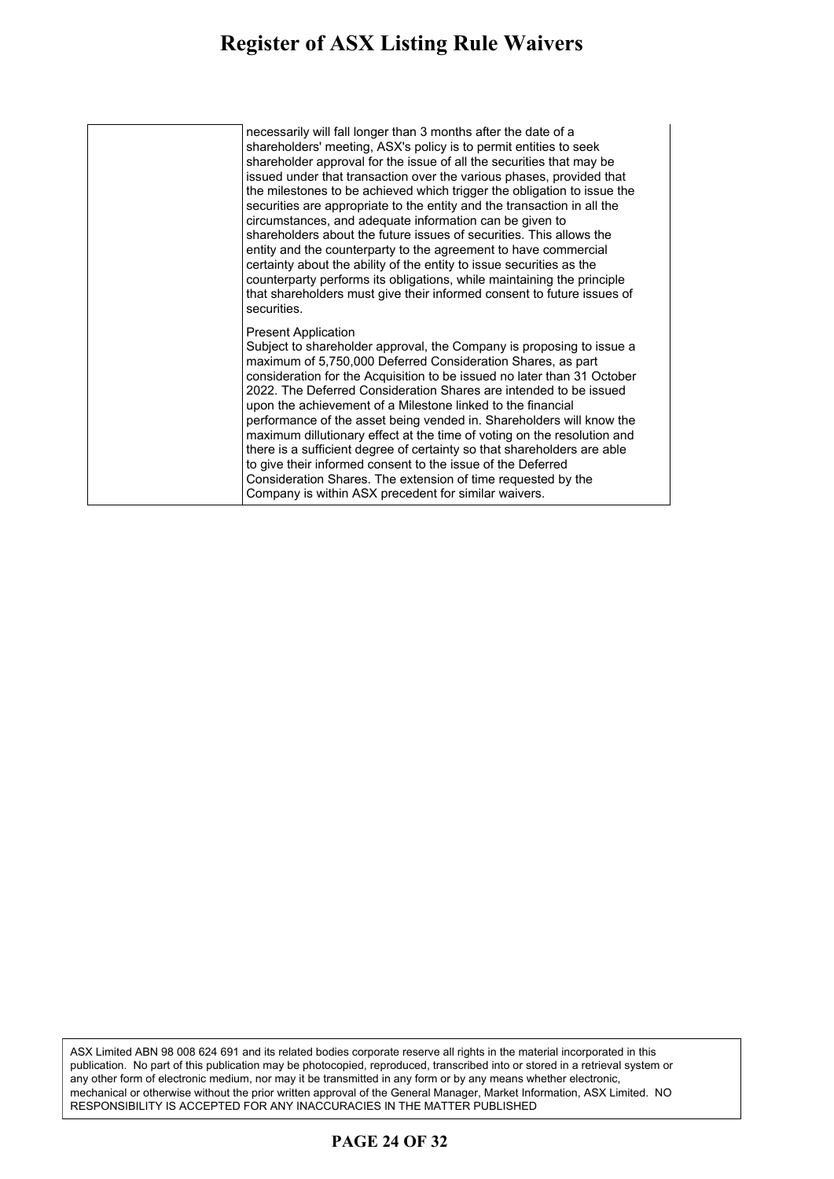| | |
|---|---|
| | necessarily will fall longer than 3 months after the date of a shareholders' meeting, ASX's policy is to permit entities to seek shareholder approval for the issue of all the securities that may be issued under that transaction over the various phases, provided that the milestones to be achieved which trigger the obligation to issue the securities are appropriate to the entity and the transaction in all the circumstances, and adequate information can be given to shareholders about the future issues of securities. This allows the entity and the counterparty to the agreement to have commercial certainty about the ability of the entity to issue securities as the counterparty performs its obligations, while maintaining the principle that shareholders must give their informed consent to future issues of securities.<br><br>Present Application<br>Subject to shareholder approval, the Company is proposing to issue a maximum of 5,750,000 Deferred Consideration Shares, as part consideration for the Acquisition to be issued no later than 31 October 2022. The Deferred Consideration Shares are intended to be issued upon the achievement of a Milestone linked to the financial performance of the asset being vended in. Shareholders will know the maximum dillutionary effect at the time of voting on the resolution and there is a sufficient degree of certainty so that shareholders are able to give their informed consent to the issue of the Deferred Consideration Shares. The extension of time requested by the Company is within ASX precedent for similar waivers. |

ASX Limited ABN 98 008 624 691 and its related bodies corporate reserve all rights in the material incorporated in this publication. No part of this publication may be photocopied, reproduced, transcribed into or stored in a retrieval system or any other form of electronic medium, nor may it be transmitted in any form or by any means whether electronic, mechanical or otherwise without the prior written approval of the General Manager, Market Information, ASX Limited. NO RESPONSIBILITY IS ACCEPTED FOR ANY INACCURACIES IN THE MATTER PUBLISHED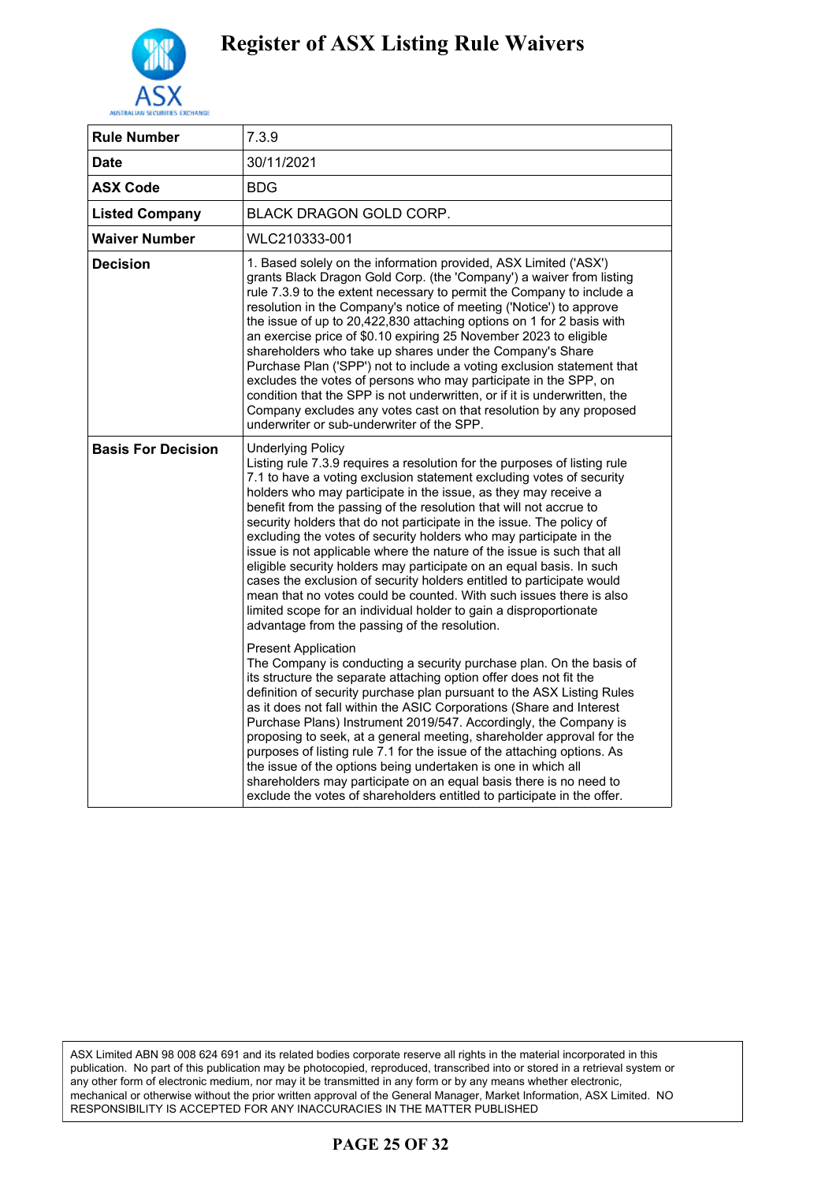# Register of ASX Listing Rule Waivers

| Rule Number | 7.3.9 |
|---|---|
| Date | 30/11/2021 |
| ASX Code | BDG |
| Listed Company | BLACK DRAGON GOLD CORP. |
| Waiver Number | WLC210333-001 |
| Decision | 1. Based solely on the information provided, ASX Limited ('ASX') grants Black Dragon Gold Corp. (the 'Company') a waiver from listing rule 7.3.9 to the extent necessary to permit the Company to include a resolution in the Company's notice of meeting ('Notice') to approve the issue of up to 20,422,830 attaching options on 1 for 2 basis with an exercise price of $0.10 expiring 25 November 2023 to eligible shareholders who take up shares under the Company's Share Purchase Plan ('SPP') not to include a voting exclusion statement that excludes the votes of persons who may participate in the SPP, on condition that the SPP is not underwritten, or if it is underwritten, the Company excludes any votes cast on that resolution by any proposed underwriter or sub-underwriter of the SPP. |
| Basis For Decision | Underlying Policy<br>Listing rule 7.3.9 requires a resolution for the purposes of listing rule 7.1 to have a voting exclusion statement excluding votes of security holders who may participate in the issue, as they may receive a benefit from the passing of the resolution that will not accrue to security holders that do not participate in the issue. The policy of excluding the votes of security holders who may participate in the issue is not applicable where the nature of the issue is such that all eligible security holders may participate on an equal basis. In such cases the exclusion of security holders entitled to participate would mean that no votes could be counted. With such issues there is also limited scope for an individual holder to gain a disproportionate advantage from the passing of the resolution.<br><br>Present Application<br>The Company is conducting a security purchase plan. On the basis of its structure the separate attaching option offer does not fit the definition of security purchase plan pursuant to the ASX Listing Rules as it does not fall within the ASIC Corporations (Share and Interest Purchase Plans) Instrument 2019/547. Accordingly, the Company is proposing to seek, at a general meeting, shareholder approval for the purposes of listing rule 7.1 for the issue of the attaching options. As the issue of the options being undertaken is one in which all shareholders may participate on an equal basis there is no need to exclude the votes of shareholders entitled to participate in the offer. |

ASX Limited ABN 98 008 624 691 and its related bodies corporate reserve all rights in the material incorporated in this publication. No part of this publication may be photocopied, reproduced, transcribed into or stored in a retrieval system or any other form of electronic medium, nor may it be transmitted in any form or by any means whether electronic, mechanical or otherwise without the prior written approval of the General Manager, Market Information, ASX Limited. NO RESPONSIBILITY IS ACCEPTED FOR ANY INACCURACIES IN THE MATTER PUBLISHED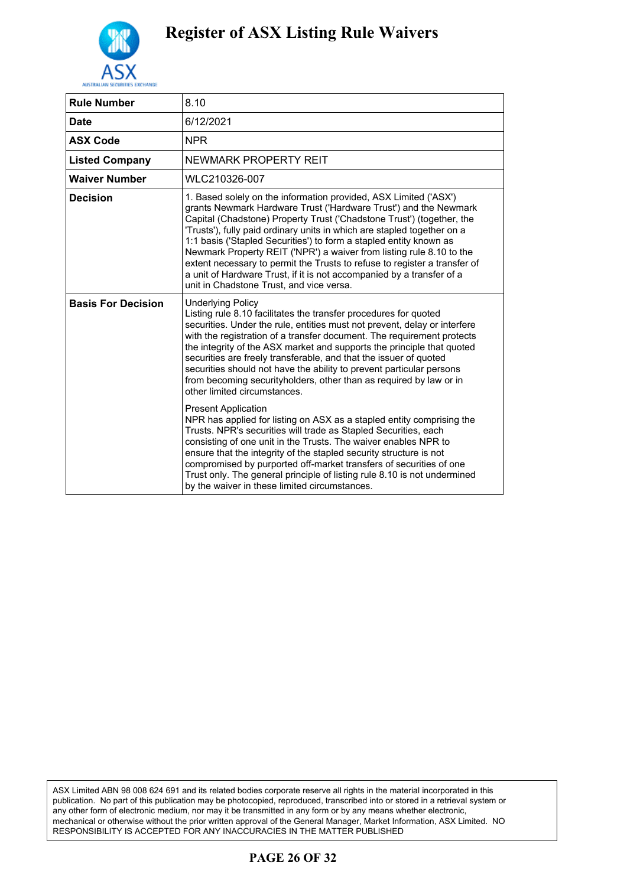# Register of ASX Listing Rule Waivers

| Rule Number | 8.10 |
|---|---|
| Date | 6/12/2021 |
| ASX Code | NPR |
| Listed Company | NEWMARK PROPERTY REIT |
| Waiver Number | WLC210326-007 |
| Decision | 1. Based solely on the information provided, ASX Limited ('ASX') grants Newmark Hardware Trust ('Hardware Trust') and the Newmark Capital (Chadstone) Property Trust ('Chadstone Trust') (together, the 'Trusts'), fully paid ordinary units in which are stapled together on a 1:1 basis ('Stapled Securities') to form a stapled entity known as Newmark Property REIT ('NPR') a waiver from listing rule 8.10 to the extent necessary to permit the Trusts to refuse to register a transfer of a unit of Hardware Trust, if it is not accompanied by a transfer of a unit in Chadstone Trust, and vice versa. |
| Basis For Decision | Underlying Policy<br>Listing rule 8.10 facilitates the transfer procedures for quoted securities. Under the rule, entities must not prevent, delay or interfere with the registration of a transfer document. The requirement protects the integrity of the ASX market and supports the principle that quoted securities are freely transferable, and that the issuer of quoted securities should not have the ability to prevent particular persons from becoming securityholders, other than as required by law or in other limited circumstances.<br><br>Present Application<br>NPR has applied for listing on ASX as a stapled entity comprising the Trusts. NPR's securities will trade as Stapled Securities, each consisting of one unit in the Trusts. The waiver enables NPR to ensure that the integrity of the stapled security structure is not compromised by purported off-market transfers of securities of one Trust only. The general principle of listing rule 8.10 is not undermined by the waiver in these limited circumstances. |

ASX Limited ABN 98 008 624 691 and its related bodies corporate reserve all rights in the material incorporated in this publication. No part of this publication may be photocopied, reproduced, transcribed into or stored in a retrieval system or any other form of electronic medium, nor may it be transmitted in any form or by any means whether electronic, mechanical or otherwise without the prior written approval of the General Manager, Market Information, ASX Limited. NO RESPONSIBILITY IS ACCEPTED FOR ANY INACCURACIES IN THE MATTER PUBLISHED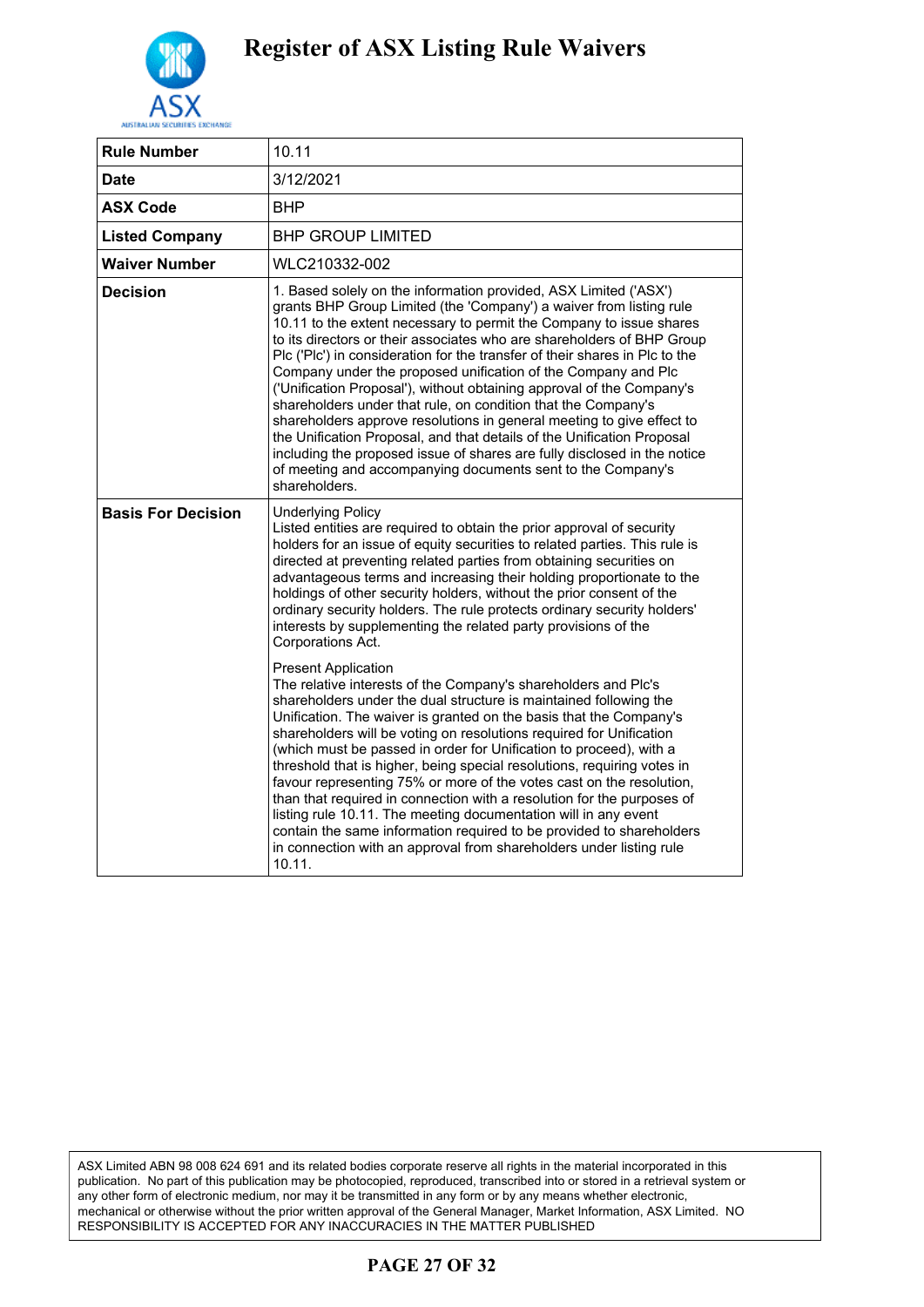# Register of ASX Listing Rule Waivers

| | |
|---|---|
| **Rule Number** | 10.11 |
| **Date** | 3/12/2021 |
| **ASX Code** | BHP |
| **Listed Company** | BHP GROUP LIMITED |
| **Waiver Number** | WLC210332-002 |
| **Decision** | 1. Based solely on the information provided, ASX Limited ('ASX') grants BHP Group Limited (the 'Company') a waiver from listing rule 10.11 to the extent necessary to permit the Company to issue shares to its directors or their associates who are shareholders of BHP Group Plc ('Plc') in consideration for the transfer of their shares in Plc to the Company under the proposed unification of the Company and Plc ('Unification Proposal'), without obtaining approval of the Company's shareholders under that rule, on condition that the Company's shareholders approve resolutions in general meeting to give effect to the Unification Proposal, and that details of the Unification Proposal including the proposed issue of shares are fully disclosed in the notice of meeting and accompanying documents sent to the Company's shareholders. |
| **Basis For Decision** | Underlying Policy<br>Listed entities are required to obtain the prior approval of security holders for an issue of equity securities to related parties. This rule is directed at preventing related parties from obtaining securities on advantageous terms and increasing their holding proportionate to the holdings of other security holders, without the prior consent of the ordinary security holders. The rule protects ordinary security holders' interests by supplementing the related party provisions of the Corporations Act.<br><br>Present Application<br>The relative interests of the Company's shareholders and Plc's shareholders under the dual structure is maintained following the Unification. The waiver is granted on the basis that the Company's shareholders will be voting on resolutions required for Unification (which must be passed in order for Unification to proceed), with a threshold that is higher, being special resolutions, requiring votes in favour representing 75% or more of the votes cast on the resolution, than that required in connection with a resolution for the purposes of listing rule 10.11. The meeting documentation will in any event contain the same information required to be provided to shareholders in connection with an approval from shareholders under listing rule 10.11. |

ASX Limited ABN 98 008 624 691 and its related bodies corporate reserve all rights in the material incorporated in this publication. No part of this publication may be photocopied, reproduced, transcribed into or stored in a retrieval system or any other form of electronic medium, nor may it be transmitted in any form or by any means whether electronic, mechanical or otherwise without the prior written approval of the General Manager, Market Information, ASX Limited. NO RESPONSIBILITY IS ACCEPTED FOR ANY INACCURACIES IN THE MATTER PUBLISHED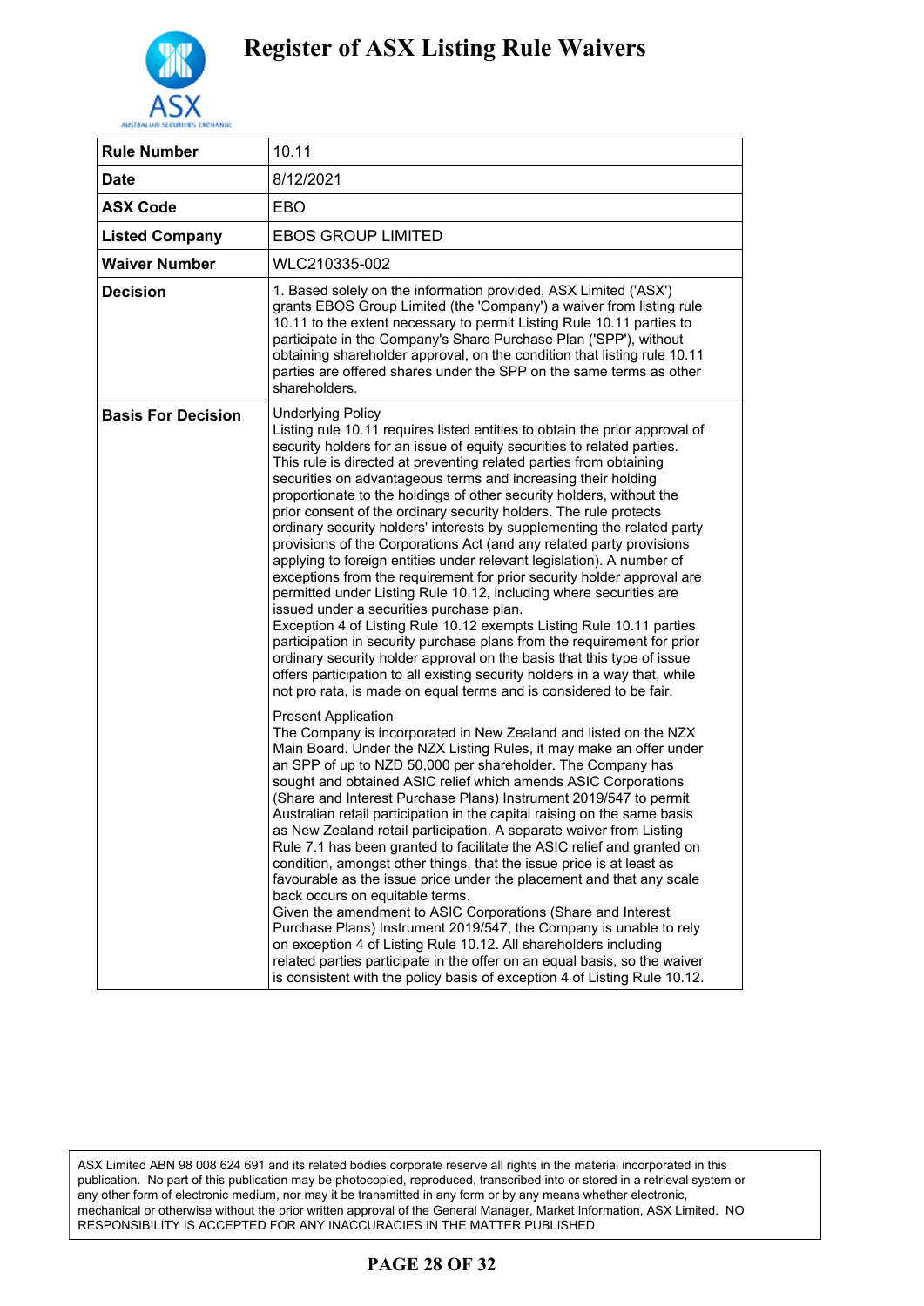# Register of ASX Listing Rule Waivers

| Rule Number | 10.11 |
|---|---|
| Date | 8/12/2021 |
| ASX Code | EBO |
| Listed Company | EBOS GROUP LIMITED |
| Waiver Number | WLC210335-002 |
| Decision | 1. Based solely on the information provided, ASX Limited ('ASX') grants EBOS Group Limited (the 'Company') a waiver from listing rule 10.11 to the extent necessary to permit Listing Rule 10.11 parties to participate in the Company's Share Purchase Plan ('SPP'), without obtaining shareholder approval, on the condition that listing rule 10.11 parties are offered shares under the SPP on the same terms as other shareholders. |
| Basis For Decision | Underlying Policy<br>Listing rule 10.11 requires listed entities to obtain the prior approval of security holders for an issue of equity securities to related parties. This rule is directed at preventing related parties from obtaining securities on advantageous terms and increasing their holding proportionate to the holdings of other security holders, without the prior consent of the ordinary security holders. The rule protects ordinary security holders' interests by supplementing the related party provisions of the Corporations Act (and any related party provisions applying to foreign entities under relevant legislation). A number of exceptions from the requirement for prior security holder approval are permitted under Listing Rule 10.12, including where securities are issued under a securities purchase plan.<br>Exception 4 of Listing Rule 10.12 exempts Listing Rule 10.11 parties participation in security purchase plans from the requirement for prior ordinary security holder approval on the basis that this type of issue offers participation to all existing security holders in a way that, while not pro rata, is made on equal terms and is considered to be fair.<br><br>Present Application<br>The Company is incorporated in New Zealand and listed on the NZX Main Board. Under the NZX Listing Rules, it may make an offer under an SPP of up to NZD 50,000 per shareholder. The Company has sought and obtained ASIC relief which amends ASIC Corporations (Share and Interest Purchase Plans) Instrument 2019/547 to permit Australian retail participation in the capital raising on the same basis as New Zealand retail participation. A separate waiver from Listing Rule 7.1 has been granted to facilitate the ASIC relief and granted on condition, amongst other things, that the issue price is at least as favourable as the issue price under the placement and that any scale back occurs on equitable terms.<br>Given the amendment to ASIC Corporations (Share and Interest Purchase Plans) Instrument 2019/547, the Company is unable to rely on exception 4 of Listing Rule 10.12. All shareholders including related parties participate in the offer on an equal basis, so the waiver is consistent with the policy basis of exception 4 of Listing Rule 10.12. |

ASX Limited ABN 98 008 624 691 and its related bodies corporate reserve all rights in the material incorporated in this publication. No part of this publication may be photocopied, reproduced, transcribed into or stored in a retrieval system or any other form of electronic medium, nor may it be transmitted in any form or by any means whether electronic, mechanical or otherwise without the prior written approval of the General Manager, Market Information, ASX Limited. NO RESPONSIBILITY IS ACCEPTED FOR ANY INACCURACIES IN THE MATTER PUBLISHED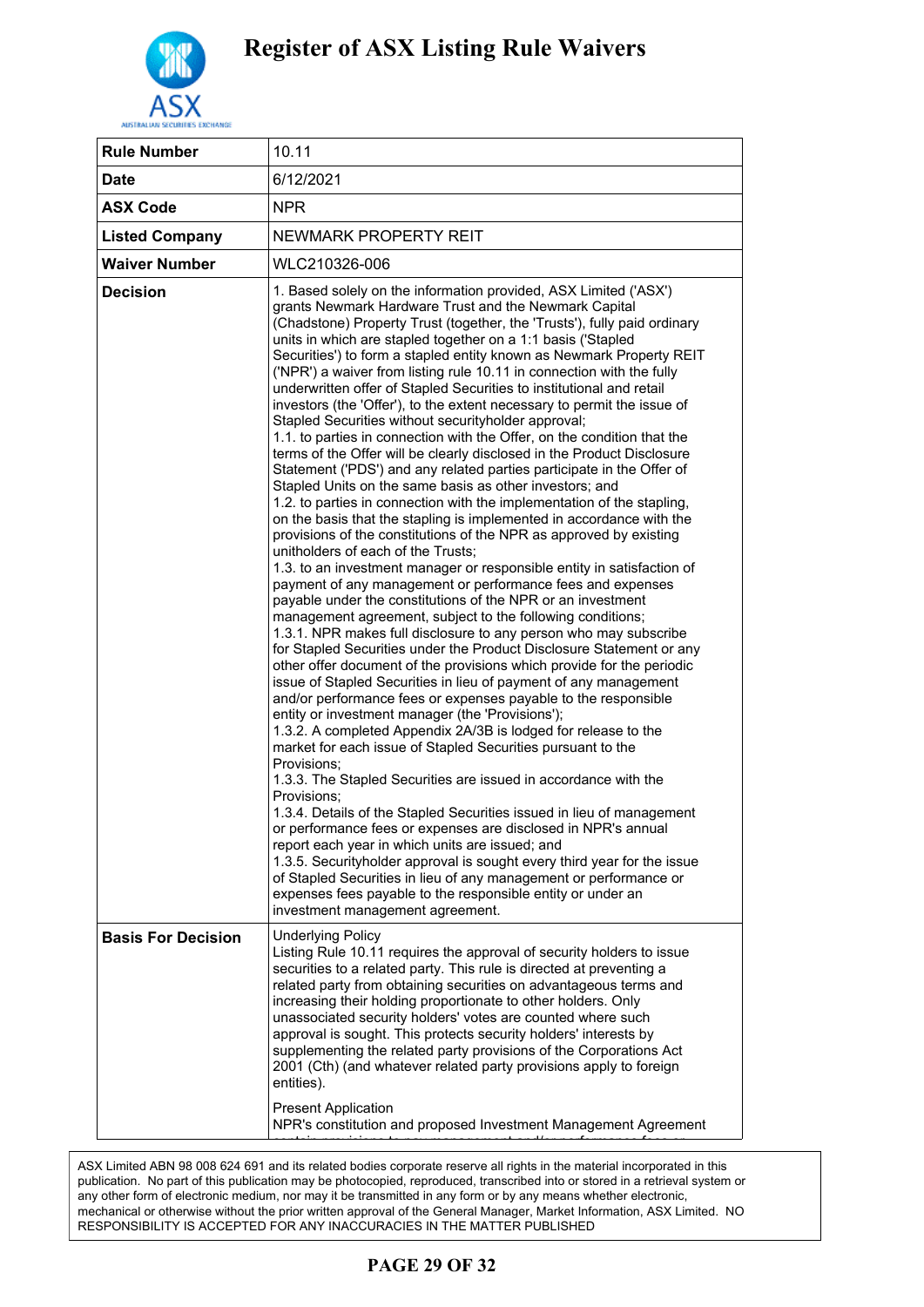# Register of ASX Listing Rule Waivers

| Rule Number | 10.11 |
|---|---|
| Date | 6/12/2021 |
| ASX Code | NPR |
| Listed Company | NEWMARK PROPERTY REIT |
| Waiver Number | WLC210326-006 |
| Decision | 1. Based solely on the information provided, ASX Limited ('ASX') grants Newmark Hardware Trust and the Newmark Capital (Chadstone) Property Trust (together, the 'Trusts'), fully paid ordinary units in which are stapled together on a 1:1 basis ('Stapled Securities') to form a stapled entity known as Newmark Property REIT ('NPR') a waiver from listing rule 10.11 in connection with the fully underwritten offer of Stapled Securities to institutional and retail investors (the 'Offer'), to the extent necessary to permit the issue of Stapled Securities without securityholder approval;<br>1.1. to parties in connection with the Offer, on the condition that the terms of the Offer will be clearly disclosed in the Product Disclosure Statement ('PDS') and any related parties participate in the Offer of Stapled Units on the same basis as other investors; and<br>1.2. to parties in connection with the implementation of the stapling, on the basis that the stapling is implemented in accordance with the provisions of the constitutions of the NPR as approved by existing unitholders of each of the Trusts;<br>1.3. to an investment manager or responsible entity in satisfaction of payment of any management or performance fees and expenses payable under the constitutions of the NPR or an investment management agreement, subject to the following conditions;<br>1.3.1. NPR makes full disclosure to any person who may subscribe for Stapled Securities under the Product Disclosure Statement or any other offer document of the provisions which provide for the periodic issue of Stapled Securities in lieu of payment of any management and/or performance fees or expenses payable to the responsible entity or investment manager (the 'Provisions');<br>1.3.2. A completed Appendix 2A/3B is lodged for release to the market for each issue of Stapled Securities pursuant to the Provisions;<br>1.3.3. The Stapled Securities are issued in accordance with the Provisions;<br>1.3.4. Details of the Stapled Securities issued in lieu of management or performance fees or expenses are disclosed in NPR's annual report each year in which units are issued; and<br>1.3.5. Securityholder approval is sought every third year for the issue of Stapled Securities in lieu of any management or performance or expenses fees payable to the responsible entity or under an investment management agreement. |
| Basis For Decision | Underlying Policy<br>Listing Rule 10.11 requires the approval of security holders to issue securities to a related party. This rule is directed at preventing a related party from obtaining securities on advantageous terms and increasing their holding proportionate to other holders. Only unassociated security holders' votes are counted where such approval is sought. This protects security holders' interests by supplementing the related party provisions of the Corporations Act 2001 (Cth) (and whatever related party provisions apply to foreign entities).<br><br>Present Application<br>NPR's constitution and proposed Investment Management Agreement |

ASX Limited ABN 98 008 624 691 and its related bodies corporate reserve all rights in the material incorporated in this publication. No part of this publication may be photocopied, reproduced, transcribed into or stored in a retrieval system or any other form of electronic medium, nor may it be transmitted in any form or by any means whether electronic, mechanical or otherwise without the prior written approval of the General Manager, Market Information, ASX Limited. NO RESPONSIBILITY IS ACCEPTED FOR ANY INACCURACIES IN THE MATTER PUBLISHED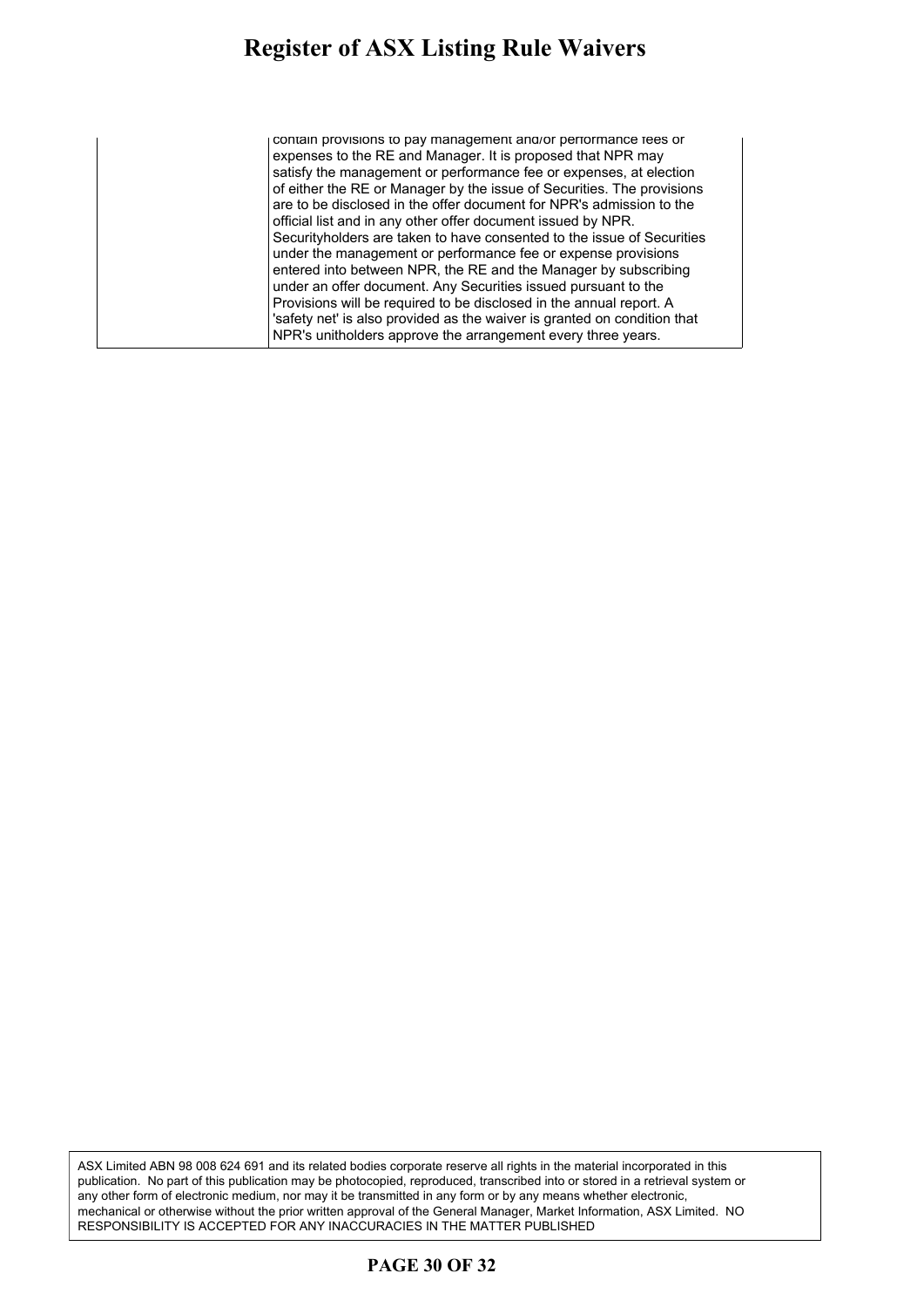| | |
|---|---|
| | contain provisions to pay management and/or performance fees or expenses to the RE and Manager. It is proposed that NPR may satisfy the management or performance fee or expenses, at election of either the RE or Manager by the issue of Securities. The provisions are to be disclosed in the offer document for NPR's admission to the official list and in any other offer document issued by NPR. Securityholders are taken to have consented to the issue of Securities under the management or performance fee or expense provisions entered into between NPR, the RE and the Manager by subscribing under an offer document. Any Securities issued pursuant to the Provisions will be required to be disclosed in the annual report. A 'safety net' is also provided as the waiver is granted on condition that NPR's unitholders approve the arrangement every three years. |

ASX Limited ABN 98 008 624 691 and its related bodies corporate reserve all rights in the material incorporated in this publication. No part of this publication may be photocopied, reproduced, transcribed into or stored in a retrieval system or any other form of electronic medium, nor may it be transmitted in any form or by any means whether electronic, mechanical or otherwise without the prior written approval of the General Manager, Market Information, ASX Limited. NO RESPONSIBILITY IS ACCEPTED FOR ANY INACCURACIES IN THE MATTER PUBLISHED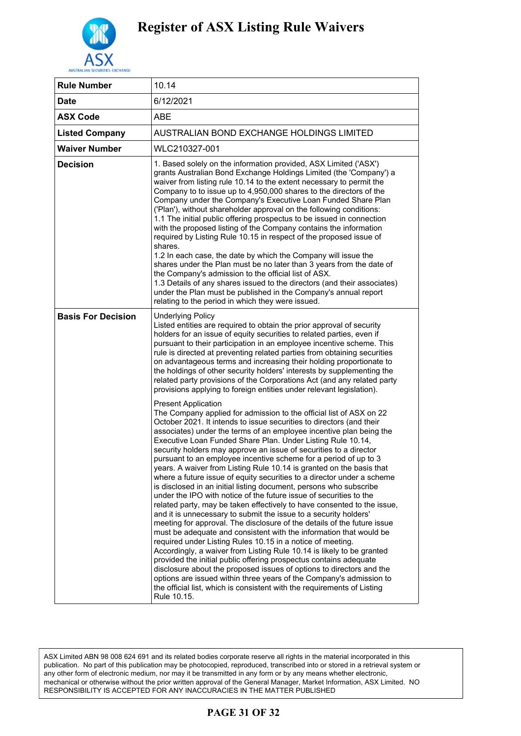# Register of ASX Listing Rule Waivers

| **Rule Number** | 10.14 |
|---|---|
| **Date** | 6/12/2021 |
| **ASX Code** | ABE |
| **Listed Company** | AUSTRALIAN BOND EXCHANGE HOLDINGS LIMITED |
| **Waiver Number** | WLC210327-001 |
| **Decision** | 1. Based solely on the information provided, ASX Limited ('ASX') grants Australian Bond Exchange Holdings Limited (the 'Company') a waiver from listing rule 10.14 to the extent necessary to permit the Company to to issue up to 4,950,000 shares to the directors of the Company under the Company's Executive Loan Funded Share Plan ('Plan'), without shareholder approval on the following conditions:<br>1.1 The initial public offering prospectus to be issued in connection with the proposed listing of the Company contains the information required by Listing Rule 10.15 in respect of the proposed issue of shares.<br>1.2 In each case, the date by which the Company will issue the shares under the Plan must be no later than 3 years from the date of the Company's admission to the official list of ASX.<br>1.3 Details of any shares issued to the directors (and their associates) under the Plan must be published in the Company's annual report relating to the period in which they were issued. |
| **Basis For Decision** | Underlying Policy<br>Listed entities are required to obtain the prior approval of security holders for an issue of equity securities to related parties, even if pursuant to their participation in an employee incentive scheme. This rule is directed at preventing related parties from obtaining securities on advantageous terms and increasing their holding proportionate to the holdings of other security holders' interests by supplementing the related party provisions of the Corporations Act (and any related party provisions applying to foreign entities under relevant legislation).<br><br>Present Application<br>The Company applied for admission to the official list of ASX on 22 October 2021. It intends to issue securities to directors (and their associates) under the terms of an employee incentive plan being the Executive Loan Funded Share Plan. Under Listing Rule 10.14, security holders may approve an issue of securities to a director pursuant to an employee incentive scheme for a period of up to 3 years. A waiver from Listing Rule 10.14 is granted on the basis that where a future issue of equity securities to a director under a scheme is disclosed in an initial listing document, persons who subscribe under the IPO with notice of the future issue of securities to the related party, may be taken effectively to have consented to the issue, and it is unnecessary to submit the issue to a security holders' meeting for approval. The disclosure of the details of the future issue must be adequate and consistent with the information that would be required under Listing Rules 10.15 in a notice of meeting. Accordingly, a waiver from Listing Rule 10.14 is likely to be granted provided the initial public offering prospectus contains adequate disclosure about the proposed issues of options to directors and the options are issued within three years of the Company's admission to the official list, which is consistent with the requirements of Listing Rule 10.15. |

ASX Limited ABN 98 008 624 691 and its related bodies corporate reserve all rights in the material incorporated in this publication. No part of this publication may be photocopied, reproduced, transcribed into or stored in a retrieval system or any other form of electronic medium, nor may it be transmitted in any form or by any means whether electronic, mechanical or otherwise without the prior written approval of the General Manager, Market Information, ASX Limited. NO RESPONSIBILITY IS ACCEPTED FOR ANY INACCURACIES IN THE MATTER PUBLISHED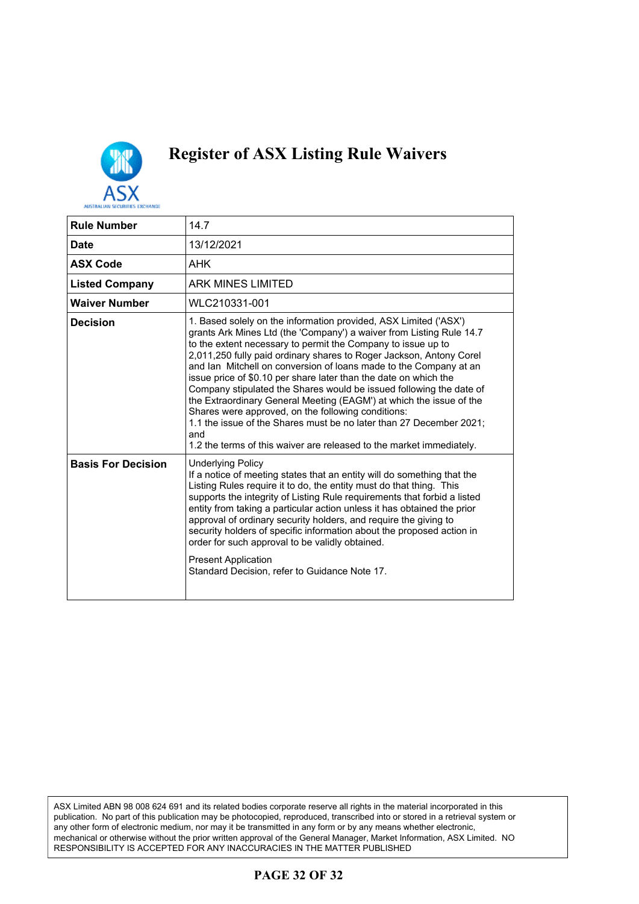# Register of ASX Listing Rule Waivers

| | |
|---|---|
| **Rule Number** | 14.7 |
| **Date** | 13/12/2021 |
| **ASX Code** | AHK |
| **Listed Company** | ARK MINES LIMITED |
| **Waiver Number** | WLC210331-001 |
| **Decision** | 1. Based solely on the information provided, ASX Limited ('ASX') grants Ark Mines Ltd (the 'Company') a waiver from Listing Rule 14.7 to the extent necessary to permit the Company to issue up to 2,011,250 fully paid ordinary shares to Roger Jackson, Antony Corel and Ian Mitchell on conversion of loans made to the Company at an issue price of $0.10 per share later than the date on which the Company stipulated the Shares would be issued following the date of the Extraordinary General Meeting (EAGM') at which the issue of the Shares were approved, on the following conditions:<br>1.1 the issue of the Shares must be no later than 27 December 2021; and<br>1.2 the terms of this waiver are released to the market immediately. |
| **Basis For Decision** | Underlying Policy<br>If a notice of meeting states that an entity will do something that the Listing Rules require it to do, the entity must do that thing. This supports the integrity of Listing Rule requirements that forbid a listed entity from taking a particular action unless it has obtained the prior approval of ordinary security holders, and require the giving to security holders of specific information about the proposed action in order for such approval to be validly obtained.<br><br>Present Application<br>Standard Decision, refer to Guidance Note 17. |

ASX Limited ABN 98 008 624 691 and its related bodies corporate reserve all rights in the material incorporated in this publication. No part of this publication may be photocopied, reproduced, transcribed into or stored in a retrieval system or any other form of electronic medium, nor may it be transmitted in any form or by any means whether electronic, mechanical or otherwise without the prior written approval of the General Manager, Market Information, ASX Limited. NO RESPONSIBILITY IS ACCEPTED FOR ANY INACCURACIES IN THE MATTER PUBLISHED